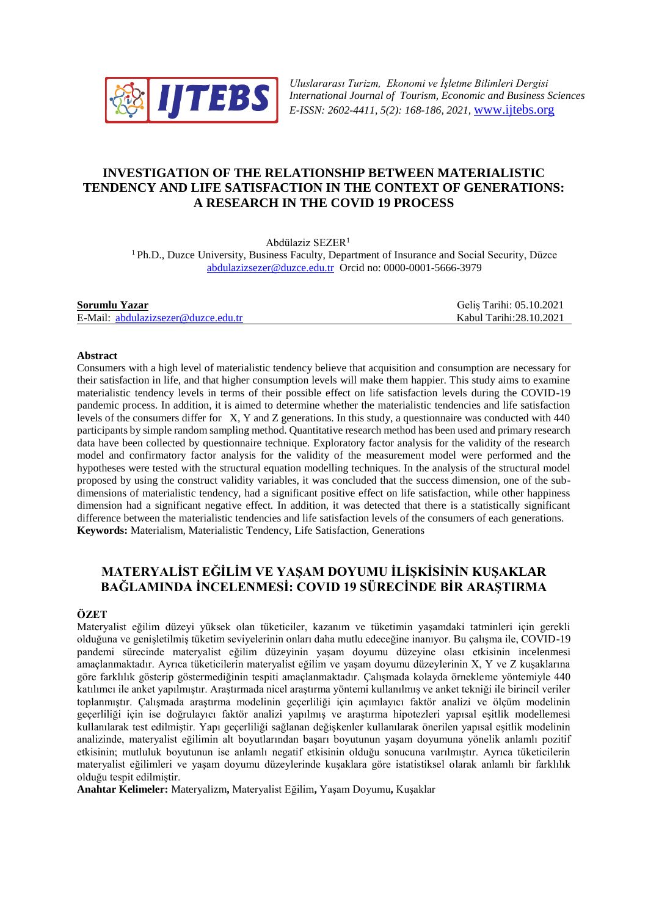*Uluslararası Turizm, Ekonomi ve İşletme Bilimleri Dergisi*
*International Journal of Tourism, Economic and Business Sciences*
*E-ISSN: 2602-4411, 5(2): 168-186, 2021,* www.ijtebs.org

# INVESTIGATION OF THE RELATIONSHIP BETWEEN MATERIALISTIC TENDENCY AND LIFE SATISFACTION IN THE CONTEXT OF GENERATIONS: A RESEARCH IN THE COVID 19 PROCESS

Abdülaziz SEZER[1]

[1] Ph.D., Duzce University, Business Faculty, Department of Insurance and Social Security, Düzce
abdulazizsezer@duzce.edu.tr Orcid no: 0000-0001-5666-3979

| **Sorumlu Yazar** | Geliş Tarihi: 05.10.2021 |
|---|---|
| E-Mail: abdulazizsezer@duzce.edu.tr | Kabul Tarihi:28.10.2021 |

**Abstract**

Consumers with a high level of materialistic tendency believe that acquisition and consumption are necessary for their satisfaction in life, and that higher consumption levels will make them happier. This study aims to examine materialistic tendency levels in terms of their possible effect on life satisfaction levels during the COVID-19 pandemic process. In addition, it is aimed to determine whether the materialistic tendencies and life satisfaction levels of the consumers differ for X, Y and Z generations. In this study, a questionnaire was conducted with 440 participants by simple random sampling method. Quantitative research method has been used and primary research data have been collected by questionnaire technique. Exploratory factor analysis for the validity of the research model and confirmatory factor analysis for the validity of the measurement model were performed and the hypotheses were tested with the structural equation modelling techniques. In the analysis of the structural model proposed by using the construct validity variables, it was concluded that the success dimension, one of the sub-dimensions of materialistic tendency, had a significant positive effect on life satisfaction, while other happiness dimension had a significant negative effect. In addition, it was detected that there is a statistically significant difference between the materialistic tendencies and life satisfaction levels of the consumers of each generations.
**Keywords:** Materialism, Materialistic Tendency, Life Satisfaction, Generations

# MATERYALİST EĞİLİM VE YAŞAM DOYUMU İLİŞKİSİNİN KUŞAKLAR BAĞLAMINDA İNCELENMESİ: COVID 19 SÜRECİNDE BİR ARAŞTIRMA

**ÖZET**

Materyalist eğilim düzeyi yüksek olan tüketiciler, kazanım ve tüketimin yaşamdaki tatminleri için gerekli olduğuna ve genişletilmiş tüketim seviyelerinin onları daha mutlu edeceğine inanıyor. Bu çalışma ile, COVID-19 pandemi sürecinde materyalist eğilim düzeyinin yaşam doyumu düzeyine olası etkisinin incelenmesi amaçlanmaktadır. Ayrıca tüketicilerin materyalist eğilim ve yaşam doyumu düzeylerinin X, Y ve Z kuşaklarına göre farklılık gösterip göstermediğinin tespiti amaçlanmaktadır. Çalışmada kolayda örnekleme yöntemiyle 440 katılımcı ile anket yapılmıştır. Araştırmada nicel araştırma yöntemi kullanılmış ve anket tekniği ile birincil veriler toplanmıştır. Çalışmada araştırma modelinin geçerliliği için açımlayıcı faktör analizi ve ölçüm modelinin geçerliliği için ise doğrulayıcı faktör analizi yapılmış ve araştırma hipotezleri yapısal eşitlik modellemesi kullanılarak test edilmiştir. Yapı geçerliliği sağlanan değişkenler kullanılarak önerilen yapısal eşitlik modelinin analizinde, materyalist eğilimin alt boyutlarından başarı boyutunun yaşam doyumuna yönelik anlamlı pozitif etkisinin; mutluluk boyutunun ise anlamlı negatif etkisinin olduğu sonucuna varılmıştır. Ayrıca tüketicilerin materyalist eğilimleri ve yaşam doyumu düzeylerinde kuşaklara göre istatistiksel olarak anlamlı bir farklılık olduğu tespit edilmiştir.
**Anahtar Kelimeler:** Materyalizm**,** Materyalist Eğilim**,** Yaşam Doyumu**,** Kuşaklar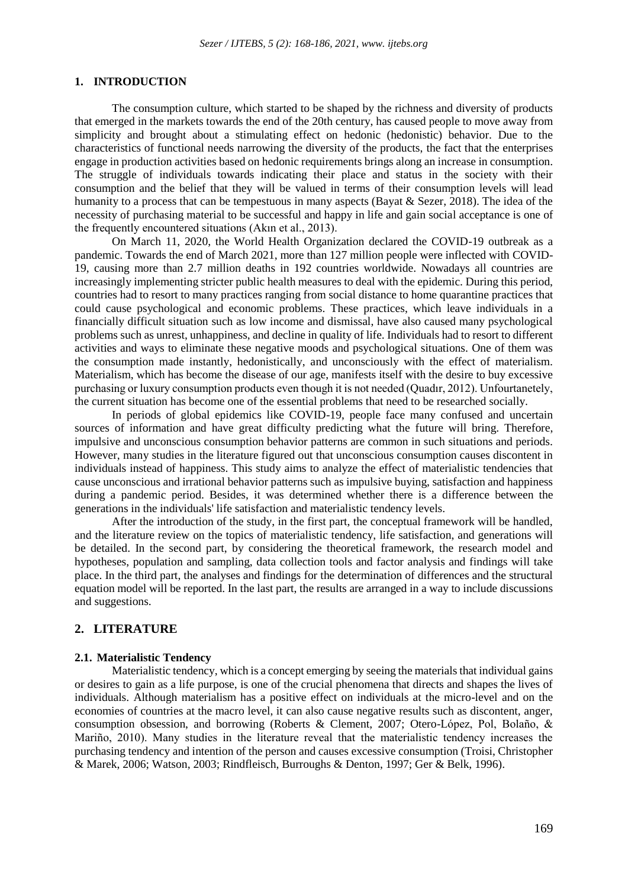## 1. INTRODUCTION

The consumption culture, which started to be shaped by the richness and diversity of products that emerged in the markets towards the end of the 20th century, has caused people to move away from simplicity and brought about a stimulating effect on hedonic (hedonistic) behavior. Due to the characteristics of functional needs narrowing the diversity of the products, the fact that the enterprises engage in production activities based on hedonic requirements brings along an increase in consumption. The struggle of individuals towards indicating their place and status in the society with their consumption and the belief that they will be valued in terms of their consumption levels will lead humanity to a process that can be tempestuous in many aspects (Bayat & Sezer, 2018). The idea of the necessity of purchasing material to be successful and happy in life and gain social acceptance is one of the frequently encountered situations (Akın et al., 2013).

On March 11, 2020, the World Health Organization declared the COVID-19 outbreak as a pandemic. Towards the end of March 2021, more than 127 million people were inflected with COVID-19, causing more than 2.7 million deaths in 192 countries worldwide. Nowadays all countries are increasingly implementing stricter public health measures to deal with the epidemic. During this period, countries had to resort to many practices ranging from social distance to home quarantine practices that could cause psychological and economic problems. These practices, which leave individuals in a financially difficult situation such as low income and dismissal, have also caused many psychological problems such as unrest, unhappiness, and decline in quality of life. Individuals had to resort to different activities and ways to eliminate these negative moods and psychological situations. One of them was the consumption made instantly, hedonistically, and unconsciously with the effect of materialism. Materialism, which has become the disease of our age, manifests itself with the desire to buy excessive purchasing or luxury consumption products even though it is not needed (Quadır, 2012). Unfourtanetely, the current situation has become one of the essential problems that need to be researched socially.

In periods of global epidemics like COVID-19, people face many confused and uncertain sources of information and have great difficulty predicting what the future will bring. Therefore, impulsive and unconscious consumption behavior patterns are common in such situations and periods. However, many studies in the literature figured out that unconscious consumption causes discontent in individuals instead of happiness. This study aims to analyze the effect of materialistic tendencies that cause unconscious and irrational behavior patterns such as impulsive buying, satisfaction and happiness during a pandemic period. Besides, it was determined whether there is a difference between the generations in the individuals' life satisfaction and materialistic tendency levels.

After the introduction of the study, in the first part, the conceptual framework will be handled, and the literature review on the topics of materialistic tendency, life satisfaction, and generations will be detailed. In the second part, by considering the theoretical framework, the research model and hypotheses, population and sampling, data collection tools and factor analysis and findings will take place. In the third part, the analyses and findings for the determination of differences and the structural equation model will be reported. In the last part, the results are arranged in a way to include discussions and suggestions.

## 2. LITERATURE

### 2.1. Materialistic Tendency

Materialistic tendency, which is a concept emerging by seeing the materials that individual gains or desires to gain as a life purpose, is one of the crucial phenomena that directs and shapes the lives of individuals. Although materialism has a positive effect on individuals at the micro-level and on the economies of countries at the macro level, it can also cause negative results such as discontent, anger, consumption obsession, and borrowing (Roberts & Clement, 2007; Otero-López, Pol, Bolaño, & Mariño, 2010). Many studies in the literature reveal that the materialistic tendency increases the purchasing tendency and intention of the person and causes excessive consumption (Troisi, Christopher & Marek, 2006; Watson, 2003; Rindfleisch, Burroughs & Denton, 1997; Ger & Belk, 1996).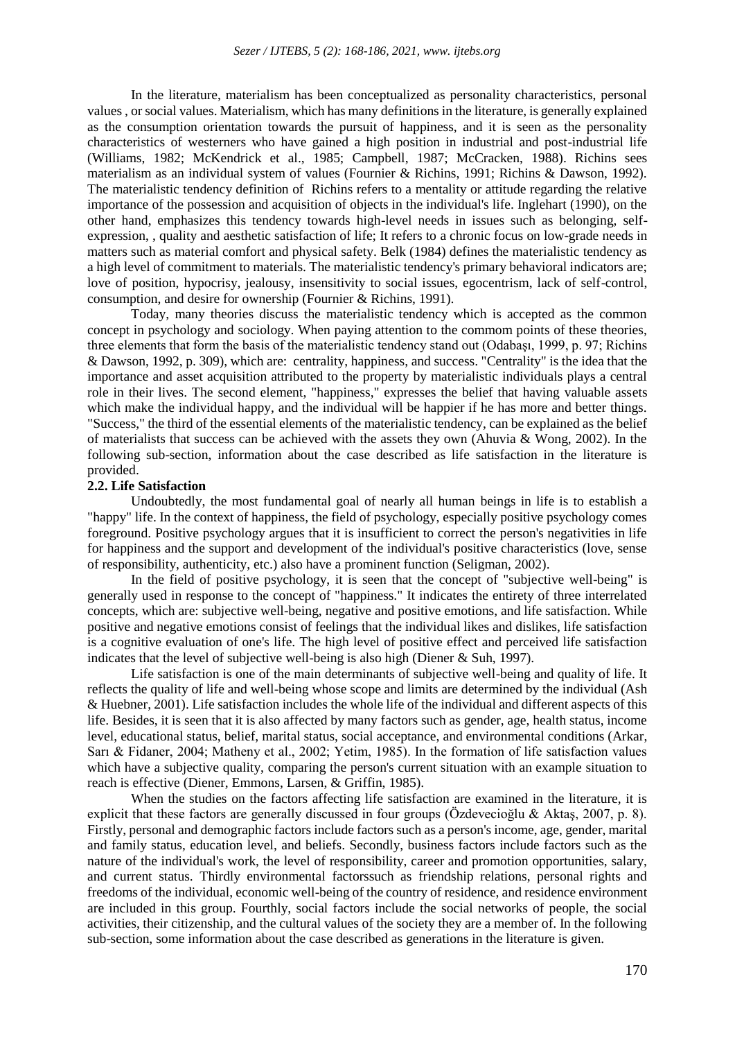In the literature, materialism has been conceptualized as personality characteristics, personal values , or social values. Materialism, which has many definitions in the literature, is generally explained as the consumption orientation towards the pursuit of happiness, and it is seen as the personality characteristics of westerners who have gained a high position in industrial and post-industrial life (Williams, 1982; McKendrick et al., 1985; Campbell, 1987; McCracken, 1988). Richins sees materialism as an individual system of values (Fournier & Richins, 1991; Richins & Dawson, 1992). The materialistic tendency definition of Richins refers to a mentality or attitude regarding the relative importance of the possession and acquisition of objects in the individual's life. Inglehart (1990), on the other hand, emphasizes this tendency towards high-level needs in issues such as belonging, self-expression, , quality and aesthetic satisfaction of life; It refers to a chronic focus on low-grade needs in matters such as material comfort and physical safety. Belk (1984) defines the materialistic tendency as a high level of commitment to materials. The materialistic tendency's primary behavioral indicators are; love of position, hypocrisy, jealousy, insensitivity to social issues, egocentrism, lack of self-control, consumption, and desire for ownership (Fournier & Richins, 1991).

Today, many theories discuss the materialistic tendency which is accepted as the common concept in psychology and sociology. When paying attention to the commom points of these theories, three elements that form the basis of the materialistic tendency stand out (Odabaşı, 1999, p. 97; Richins & Dawson, 1992, p. 309), which are: centrality, happiness, and success. "Centrality" is the idea that the importance and asset acquisition attributed to the property by materialistic individuals plays a central role in their lives. The second element, "happiness," expresses the belief that having valuable assets which make the individual happy, and the individual will be happier if he has more and better things. "Success," the third of the essential elements of the materialistic tendency, can be explained as the belief of materialists that success can be achieved with the assets they own (Ahuvia & Wong, 2002). In the following sub-section, information about the case described as life satisfaction in the literature is provided.

### 2.2. Life Satisfaction

Undoubtedly, the most fundamental goal of nearly all human beings in life is to establish a "happy" life. In the context of happiness, the field of psychology, especially positive psychology comes foreground. Positive psychology argues that it is insufficient to correct the person's negativities in life for happiness and the support and development of the individual's positive characteristics (love, sense of responsibility, authenticity, etc.) also have a prominent function (Seligman, 2002).

In the field of positive psychology, it is seen that the concept of "subjective well-being" is generally used in response to the concept of "happiness." It indicates the entirety of three interrelated concepts, which are: subjective well-being, negative and positive emotions, and life satisfaction. While positive and negative emotions consist of feelings that the individual likes and dislikes, life satisfaction is a cognitive evaluation of one's life. The high level of positive effect and perceived life satisfaction indicates that the level of subjective well-being is also high (Diener & Suh, 1997).

Life satisfaction is one of the main determinants of subjective well-being and quality of life. It reflects the quality of life and well-being whose scope and limits are determined by the individual (Ash & Huebner, 2001). Life satisfaction includes the whole life of the individual and different aspects of this life. Besides, it is seen that it is also affected by many factors such as gender, age, health status, income level, educational status, belief, marital status, social acceptance, and environmental conditions (Arkar, Sarı & Fidaner, 2004; Matheny et al., 2002; Yetim, 1985). In the formation of life satisfaction values which have a subjective quality, comparing the person's current situation with an example situation to reach is effective (Diener, Emmons, Larsen, & Griffin, 1985).

When the studies on the factors affecting life satisfaction are examined in the literature, it is explicit that these factors are generally discussed in four groups (Özdevecioğlu & Aktaş, 2007, p. 8). Firstly, personal and demographic factors include factors such as a person's income, age, gender, marital and family status, education level, and beliefs. Secondly, business factors include factors such as the nature of the individual's work, the level of responsibility, career and promotion opportunities, salary, and current status. Thirdly environmental factorssuch as friendship relations, personal rights and freedoms of the individual, economic well-being of the country of residence, and residence environment are included in this group. Fourthly, social factors include the social networks of people, the social activities, their citizenship, and the cultural values of the society they are a member of. In the following sub-section, some information about the case described as generations in the literature is given.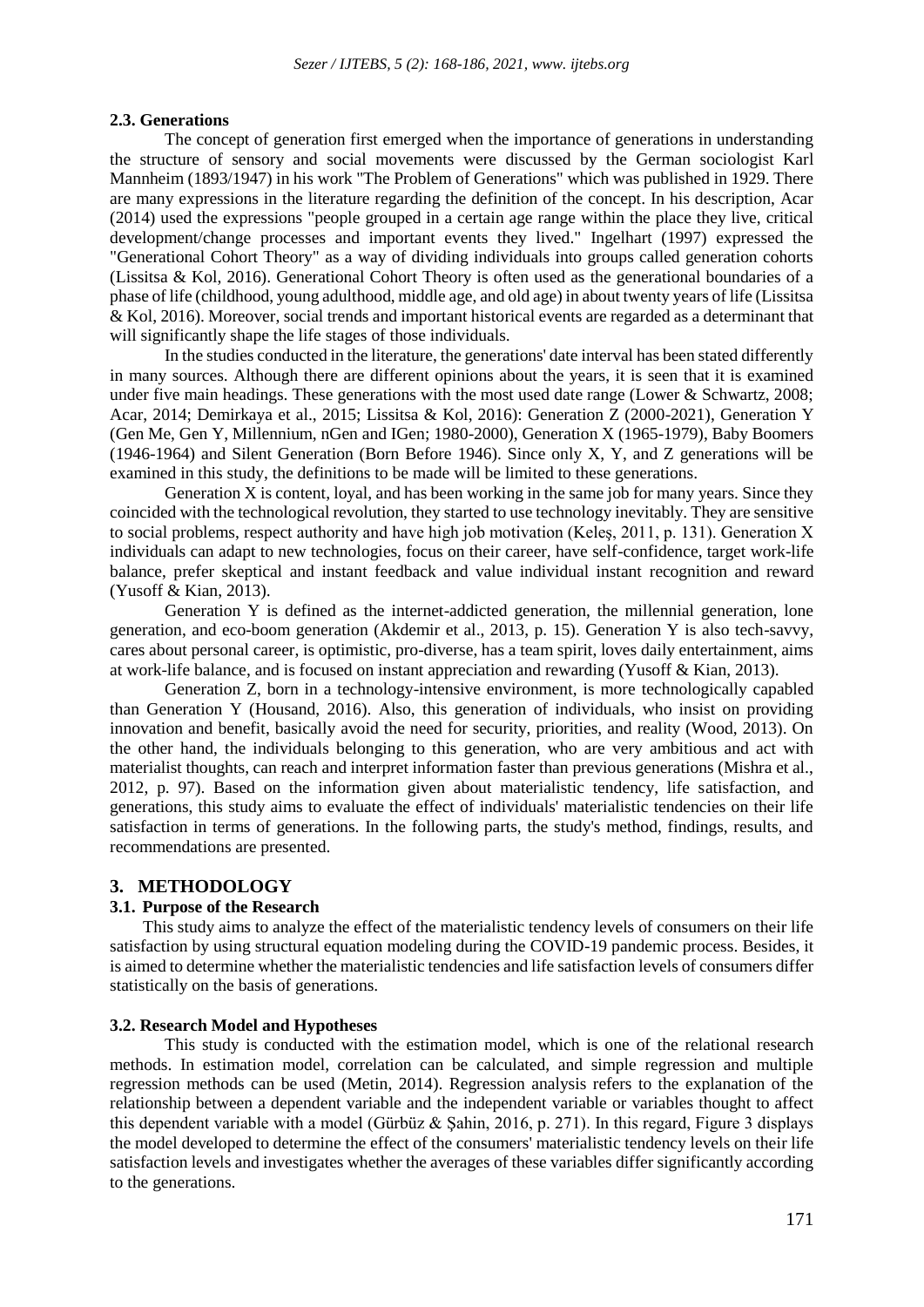### 2.3. Generations

The concept of generation first emerged when the importance of generations in understanding the structure of sensory and social movements were discussed by the German sociologist Karl Mannheim (1893/1947) in his work "The Problem of Generations" which was published in 1929. There are many expressions in the literature regarding the definition of the concept. In his description, Acar (2014) used the expressions "people grouped in a certain age range within the place they live, critical development/change processes and important events they lived." Ingelhart (1997) expressed the "Generational Cohort Theory" as a way of dividing individuals into groups called generation cohorts (Lissitsa & Kol, 2016). Generational Cohort Theory is often used as the generational boundaries of a phase of life (childhood, young adulthood, middle age, and old age) in about twenty years of life (Lissitsa & Kol, 2016). Moreover, social trends and important historical events are regarded as a determinant that will significantly shape the life stages of those individuals.

In the studies conducted in the literature, the generations' date interval has been stated differently in many sources. Although there are different opinions about the years, it is seen that it is examined under five main headings. These generations with the most used date range (Lower & Schwartz, 2008; Acar, 2014; Demirkaya et al., 2015; Lissitsa & Kol, 2016): Generation Z (2000-2021), Generation Y (Gen Me, Gen Y, Millennium, nGen and IGen; 1980-2000), Generation X (1965-1979), Baby Boomers (1946-1964) and Silent Generation (Born Before 1946). Since only X, Y, and Z generations will be examined in this study, the definitions to be made will be limited to these generations.

Generation X is content, loyal, and has been working in the same job for many years. Since they coincided with the technological revolution, they started to use technology inevitably. They are sensitive to social problems, respect authority and have high job motivation (Keleş, 2011, p. 131). Generation X individuals can adapt to new technologies, focus on their career, have self-confidence, target work-life balance, prefer skeptical and instant feedback and value individual instant recognition and reward (Yusoff & Kian, 2013).

Generation Y is defined as the internet-addicted generation, the millennial generation, lone generation, and eco-boom generation (Akdemir et al., 2013, p. 15). Generation Y is also tech-savvy, cares about personal career, is optimistic, pro-diverse, has a team spirit, loves daily entertainment, aims at work-life balance, and is focused on instant appreciation and rewarding (Yusoff & Kian, 2013).

Generation Z, born in a technology-intensive environment, is more technologically capabled than Generation Y (Housand, 2016). Also, this generation of individuals, who insist on providing innovation and benefit, basically avoid the need for security, priorities, and reality (Wood, 2013). On the other hand, the individuals belonging to this generation, who are very ambitious and act with materialist thoughts, can reach and interpret information faster than previous generations (Mishra et al., 2012, p. 97). Based on the information given about materialistic tendency, life satisfaction, and generations, this study aims to evaluate the effect of individuals' materialistic tendencies on their life satisfaction in terms of generations. In the following parts, the study's method, findings, results, and recommendations are presented.

## 3. METHODOLOGY

### 3.1. Purpose of the Research

This study aims to analyze the effect of the materialistic tendency levels of consumers on their life satisfaction by using structural equation modeling during the COVID-19 pandemic process. Besides, it is aimed to determine whether the materialistic tendencies and life satisfaction levels of consumers differ statistically on the basis of generations.

### 3.2. Research Model and Hypotheses

This study is conducted with the estimation model, which is one of the relational research methods. In estimation model, correlation can be calculated, and simple regression and multiple regression methods can be used (Metin, 2014). Regression analysis refers to the explanation of the relationship between a dependent variable and the independent variable or variables thought to affect this dependent variable with a model (Gürbüz & Şahin, 2016, p. 271). In this regard, Figure 3 displays the model developed to determine the effect of the consumers' materialistic tendency levels on their life satisfaction levels and investigates whether the averages of these variables differ significantly according to the generations.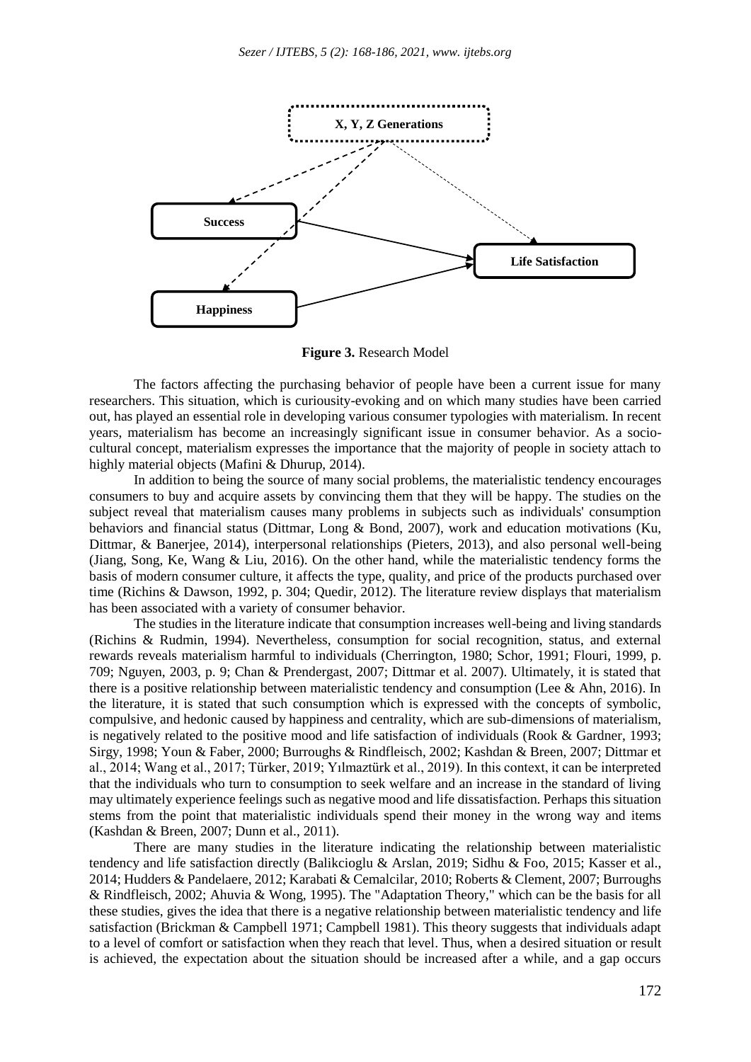**Figure 3.** Research Model

The factors affecting the purchasing behavior of people have been a current issue for many researchers. This situation, which is curiousity-evoking and on which many studies have been carried out, has played an essential role in developing various consumer typologies with materialism. In recent years, materialism has become an increasingly significant issue in consumer behavior. As a socio-cultural concept, materialism expresses the importance that the majority of people in society attach to highly material objects (Mafini & Dhurup, 2014).

In addition to being the source of many social problems, the materialistic tendency encourages consumers to buy and acquire assets by convincing them that they will be happy. The studies on the subject reveal that materialism causes many problems in subjects such as individuals' consumption behaviors and financial status (Dittmar, Long & Bond, 2007), work and education motivations (Ku, Dittmar, & Banerjee, 2014), interpersonal relationships (Pieters, 2013), and also personal well-being (Jiang, Song, Ke, Wang & Liu, 2016). On the other hand, while the materialistic tendency forms the basis of modern consumer culture, it affects the type, quality, and price of the products purchased over time (Richins & Dawson, 1992, p. 304; Quedir, 2012). The literature review displays that materialism has been associated with a variety of consumer behavior.

The studies in the literature indicate that consumption increases well-being and living standards (Richins & Rudmin, 1994). Nevertheless, consumption for social recognition, status, and external rewards reveals materialism harmful to individuals (Cherrington, 1980; Schor, 1991; Flouri, 1999, p. 709; Nguyen, 2003, p. 9; Chan & Prendergast, 2007; Dittmar et al. 2007). Ultimately, it is stated that there is a positive relationship between materialistic tendency and consumption (Lee & Ahn, 2016). In the literature, it is stated that such consumption which is expressed with the concepts of symbolic, compulsive, and hedonic caused by happiness and centrality, which are sub-dimensions of materialism, is negatively related to the positive mood and life satisfaction of individuals (Rook & Gardner, 1993; Sirgy, 1998; Youn & Faber, 2000; Burroughs & Rindfleisch, 2002; Kashdan & Breen, 2007; Dittmar et al., 2014; Wang et al., 2017; Türker, 2019; Yılmaztürk et al., 2019). In this context, it can be interpreted that the individuals who turn to consumption to seek welfare and an increase in the standard of living may ultimately experience feelings such as negative mood and life dissatisfaction. Perhaps this situation stems from the point that materialistic individuals spend their money in the wrong way and items (Kashdan & Breen, 2007; Dunn et al., 2011).

There are many studies in the literature indicating the relationship between materialistic tendency and life satisfaction directly (Balikcioglu & Arslan, 2019; Sidhu & Foo, 2015; Kasser et al., 2014; Hudders & Pandelaere, 2012; Karabati & Cemalcilar, 2010; Roberts & Clement, 2007; Burroughs & Rindfleisch, 2002; Ahuvia & Wong, 1995). The "Adaptation Theory," which can be the basis for all these studies, gives the idea that there is a negative relationship between materialistic tendency and life satisfaction (Brickman & Campbell 1971; Campbell 1981). This theory suggests that individuals adapt to a level of comfort or satisfaction when they reach that level. Thus, when a desired situation or result is achieved, the expectation about the situation should be increased after a while, and a gap occurs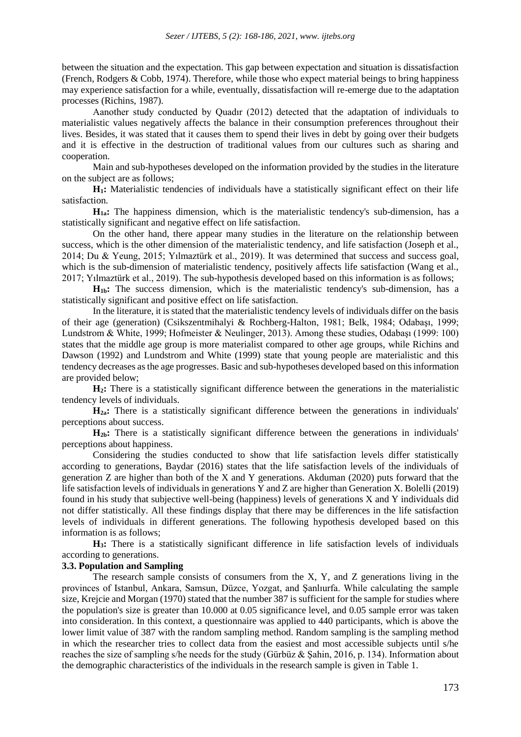between the situation and the expectation. This gap between expectation and situation is dissatisfaction (French, Rodgers & Cobb, 1974). Therefore, while those who expect material beings to bring happiness may experience satisfaction for a while, eventually, dissatisfaction will re-emerge due to the adaptation processes (Richins, 1987).

Aanother study conducted by Quadır (2012) detected that the adaptation of individuals to materialistic values negatively affects the balance in their consumption preferences throughout their lives. Besides, it was stated that it causes them to spend their lives in debt by going over their budgets and it is effective in the destruction of traditional values from our cultures such as sharing and cooperation.

Main and sub-hypotheses developed on the information provided by the studies in the literature on the subject are as follows;

**$H_1$:** Materialistic tendencies of individuals have a statistically significant effect on their life satisfaction.

**$H_{1a}$:** The happiness dimension, which is the materialistic tendency's sub-dimension, has a statistically significant and negative effect on life satisfaction.

On the other hand, there appear many studies in the literature on the relationship between success, which is the other dimension of the materialistic tendency, and life satisfaction (Joseph et al., 2014; Du & Yeung, 2015; Yılmaztürk et al., 2019). It was determined that success and success goal, which is the sub-dimension of materialistic tendency, positively affects life satisfaction (Wang et al., 2017; Yılmaztürk et al., 2019). The sub-hypothesis developed based on this information is as follows;

**$H_{1b}$:** The success dimension, which is the materialistic tendency's sub-dimension, has a statistically significant and positive effect on life satisfaction.

In the literature, it is stated that the materialistic tendency levels of individuals differ on the basis of their age (generation) (Csikszentmihalyi & Rochberg-Halton, 1981; Belk, 1984; Odabaşı, 1999; Lundstrom & White, 1999; Hofmeister & Neulinger, 2013). Among these studies, Odabaşı (1999: 100) states that the middle age group is more materialist compared to other age groups, while Richins and Dawson (1992) and Lundstrom and White (1999) state that young people are materialistic and this tendency decreases as the age progresses. Basic and sub-hypotheses developed based on this information are provided below;

**$H_2$:** There is a statistically significant difference between the generations in the materialistic tendency levels of individuals.

**$H_{2a}$:** There is a statistically significant difference between the generations in individuals' perceptions about success.

**$H_{2b}$:** There is a statistically significant difference between the generations in individuals' perceptions about happiness.

Considering the studies conducted to show that life satisfaction levels differ statistically according to generations, Baydar (2016) states that the life satisfaction levels of the individuals of generation Z are higher than both of the X and Y generations. Akduman (2020) puts forward that the life satisfaction levels of individuals in generations Y and Z are higher than Generation X. Bolelli (2019) found in his study that subjective well-being (happiness) levels of generations X and Y individuals did not differ statistically. All these findings display that there may be differences in the life satisfaction levels of individuals in different generations. The following hypothesis developed based on this information is as follows;

**$H_3$:** There is a statistically significant difference in life satisfaction levels of individuals according to generations.

### 3.3. Population and Sampling

The research sample consists of consumers from the X, Y, and Z generations living in the provinces of Istanbul, Ankara, Samsun, Düzce, Yozgat, and Şanlıurfa. While calculating the sample size, Krejcie and Morgan (1970) stated that the number 387 is sufficient for the sample for studies where the population's size is greater than 10.000 at 0.05 significance level, and 0.05 sample error was taken into consideration. In this context, a questionnaire was applied to 440 participants, which is above the lower limit value of 387 with the random sampling method. Random sampling is the sampling method in which the researcher tries to collect data from the easiest and most accessible subjects until s/he reaches the size of sampling s/he needs for the study (Gürbüz & Şahin, 2016, p. 134). Information about the demographic characteristics of the individuals in the research sample is given in Table 1.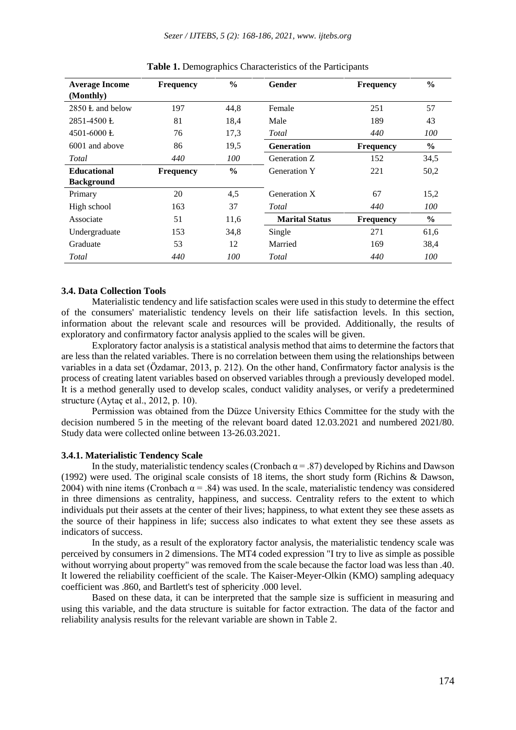**Table 1.** Demographics Characteristics of the Participants

| **Average Income (Monthly)** | **Frequency** | **%** | **Gender** | **Frequency** | **%** |
|---|---|---|---|---|---|
| 2850 ₺ and below | 197 | 44,8 | Female | 251 | 57 |
| 2851-4500 ₺ | 81 | 18,4 | Male | 189 | 43 |
| 4501-6000 ₺ | 76 | 17,3 | *Total* | *440* | *100* |
| 6001 and above | 86 | 19,5 | **Generation** | **Frequency** | **%** |
| *Total* | *440* | *100* | Generation Z | 152 | 34,5 |
| **Educational Background** | **Frequency** | **%** | Generation Y | 221 | 50,2 |
| Primary | 20 | 4,5 | Generation X | 67 | 15,2 |
| High school | 163 | 37 | *Total* | *440* | *100* |
| Associate | 51 | 11,6 | **Marital Status** | **Frequency** | **%** |
| Undergraduate | 153 | 34,8 | Single | 271 | 61,6 |
| Graduate | 53 | 12 | Married | 169 | 38,4 |
| *Total* | *440* | *100* | *Total* | *440* | *100* |

### 3.4. Data Collection Tools

Materialistic tendency and life satisfaction scales were used in this study to determine the effect of the consumers' materialistic tendency levels on their life satisfaction levels. In this section, information about the relevant scale and resources will be provided. Additionally, the results of exploratory and confirmatory factor analysis applied to the scales will be given.

Exploratory factor analysis is a statistical analysis method that aims to determine the factors that are less than the related variables. There is no correlation between them using the relationships between variables in a data set (Özdamar, 2013, p. 212). On the other hand, Confirmatory factor analysis is the process of creating latent variables based on observed variables through a previously developed model. It is a method generally used to develop scales, conduct validity analyses, or verify a predetermined structure (Aytaç et al., 2012, p. 10).

Permission was obtained from the Düzce University Ethics Committee for the study with the decision numbered 5 in the meeting of the relevant board dated 12.03.2021 and numbered 2021/80. Study data were collected online between 13-26.03.2021.

#### 3.4.1. Materialistic Tendency Scale

In the study, materialistic tendency scales (Cronbach $\alpha = .87$) developed by Richins and Dawson (1992) were used. The original scale consists of 18 items, the short study form (Richins & Dawson, 2004) with nine items (Cronbach $\alpha = .84$) was used. In the scale, materialistic tendency was considered in three dimensions as centrality, happiness, and success. Centrality refers to the extent to which individuals put their assets at the center of their lives; happiness, to what extent they see these assets as the source of their happiness in life; success also indicates to what extent they see these assets as indicators of success.

In the study, as a result of the exploratory factor analysis, the materialistic tendency scale was perceived by consumers in 2 dimensions. The MT4 coded expression "I try to live as simple as possible without worrying about property" was removed from the scale because the factor load was less than .40. It lowered the reliability coefficient of the scale. The Kaiser-Meyer-Olkin (KMO) sampling adequacy coefficient was .860, and Bartlett's test of sphericity .000 level.

Based on these data, it can be interpreted that the sample size is sufficient in measuring and using this variable, and the data structure is suitable for factor extraction. The data of the factor and reliability analysis results for the relevant variable are shown in Table 2.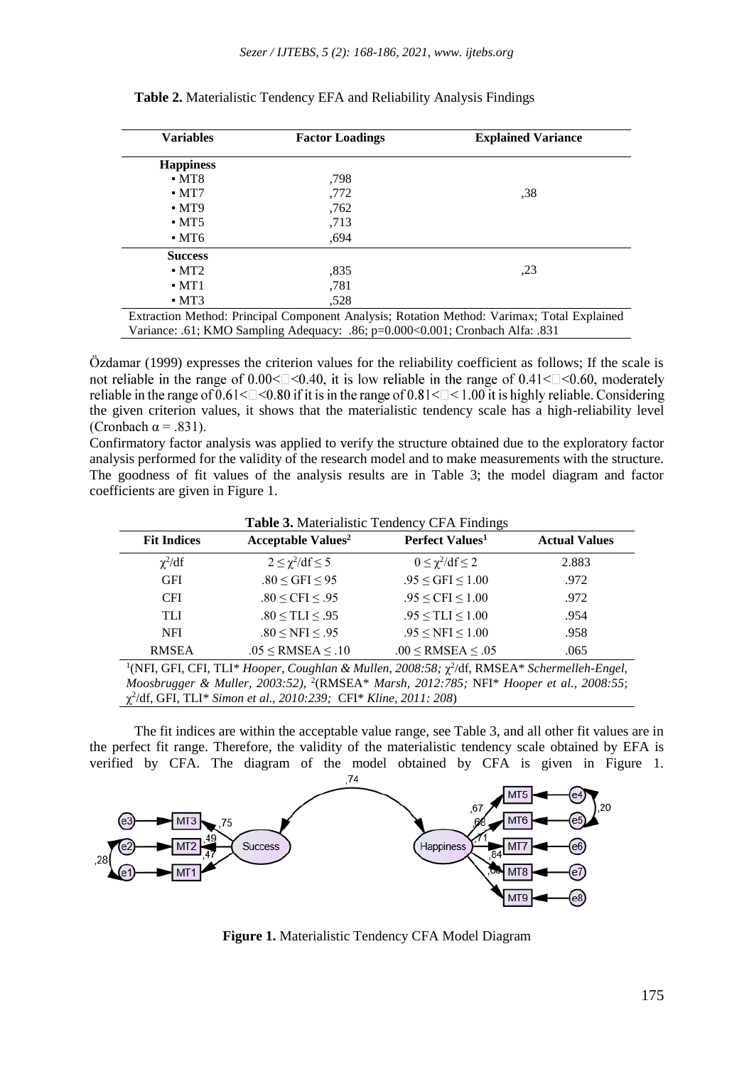**Table 2.** Materialistic Tendency EFA and Reliability Analysis Findings

| Variables | Factor Loadings | Explained Variance |
|---|---|---|
| **Happiness** | | |
| ▪ MT8 | ,798 | |
| ▪ MT7 | ,772 | ,38 |
| ▪ MT9 | ,762 | |
| ▪ MT5 | ,713 | |
| ▪ MT6 | ,694 | |
| **Success** | | |
| ▪ MT2 | ,835 | ,23 |
| ▪ MT1 | ,781 | |
| ▪ MT3 | ,528 | |

Extraction Method: Principal Component Analysis; Rotation Method: Varimax; Total Explained Variance: .61; KMO Sampling Adequacy: .86; p=0.000<0.001; Cronbach Alfa: .831

Özdamar (1999) expresses the criterion values for the reliability coefficient as follows; If the scale is not reliable in the range of $0.00<\square<0.40$, it is low reliable in the range of $0.41<\square<0.60$, moderately reliable in the range of $0.61<\square<0.80$ if it is in the range of $0.81<\square<1.00$ it is highly reliable. Considering the given criterion values, it shows that the materialistic tendency scale has a high-reliability level (Cronbach $\alpha = .831$).

Confirmatory factor analysis was applied to verify the structure obtained due to the exploratory factor analysis performed for the validity of the research model and to make measurements with the structure. The goodness of fit values of the analysis results are in Table 3; the model diagram and factor coefficients are given in Figure 1.

**Table 3.** Materialistic Tendency CFA Findings

| Fit Indices | Acceptable Values[2] | Perfect Values[1] | Actual Values |
|---|---|---|---|
| $\chi^2$/df | $2 \leq \chi^2/df \leq 5$ | $0 \leq \chi^2/df \leq 2$ | 2.883 |
| GFI | $.80 \leq GFI \leq 95$ | $.95 \leq GFI \leq 1.00$ | .972 |
| CFI | $.80 \leq CFI \leq .95$ | $.95 \leq CFI \leq 1.00$ | .972 |
| TLI | $.80 \leq TLI \leq .95$ | $.95 \leq TLI \leq 1.00$ | .954 |
| NFI | $.80 \leq NFI \leq .95$ | $.95 \leq NFI \leq 1.00$ | .958 |
| RMSEA | $.05 \leq RMSEA \leq .10$ | $.00 \leq RMSEA \leq .05$ | .065 |

[1](NFI, GFI, CFI, TLI* *Hooper, Coughlan & Mullen, 2008:58;* $\chi^2$/df, RMSEA* *Schermelleh-Engel, Moosbrugger & Muller, 2003:52),* [2](RMSEA* *Marsh, 2012:785;* NFI* *Hooper et al., 2008:55*; $\chi^2$/df, GFI, TLI* *Simon et al., 2010:239;* CFI* *Kline, 2011: 208*)

The fit indices are within the acceptable value range, see Table 3, and all other fit values are in the perfect fit range. Therefore, the validity of the materialistic tendency scale obtained by EFA is verified by CFA. The diagram of the model obtained by CFA is given in Figure 1.

**Figure 1.** Materialistic Tendency CFA Model Diagram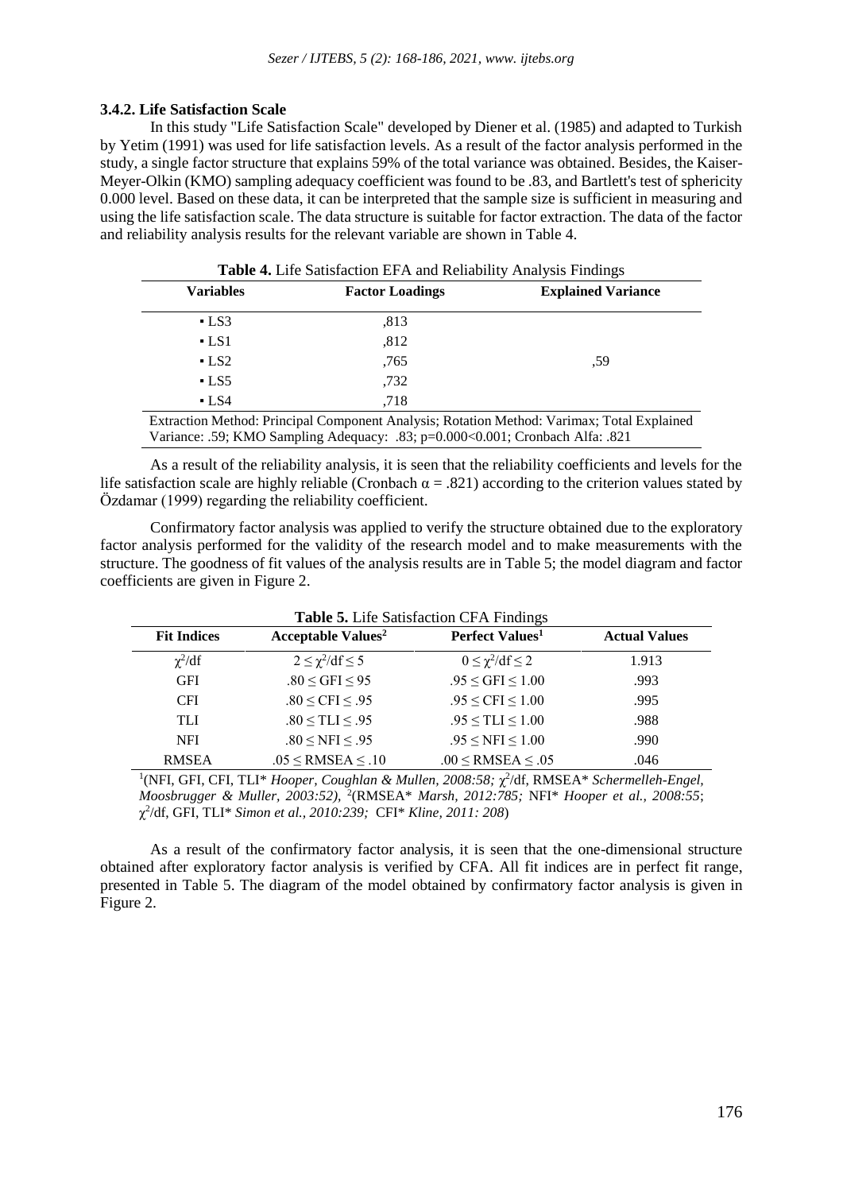### 3.4.2. Life Satisfaction Scale

In this study "Life Satisfaction Scale" developed by Diener et al. (1985) and adapted to Turkish by Yetim (1991) was used for life satisfaction levels. As a result of the factor analysis performed in the study, a single factor structure that explains 59% of the total variance was obtained. Besides, the Kaiser-Meyer-Olkin (KMO) sampling adequacy coefficient was found to be .83, and Bartlett's test of sphericity 0.000 level. Based on these data, it can be interpreted that the sample size is sufficient in measuring and using the life satisfaction scale. The data structure is suitable for factor extraction. The data of the factor and reliability analysis results for the relevant variable are shown in Table 4.

**Table 4.** Life Satisfaction EFA and Reliability Analysis Findings

| Variables | Factor Loadings | Explained Variance |
|---|---|---|
| ▪ LS3 | ,813 | |
| ▪ LS1 | ,812 | |
| ▪ LS2 | ,765 | ,59 |
| ▪ LS5 | ,732 | |
| ▪ LS4 | ,718 | |

Extraction Method: Principal Component Analysis; Rotation Method: Varimax; Total Explained Variance: .59; KMO Sampling Adequacy: .83; p=0.000<0.001; Cronbach Alfa: .821

As a result of the reliability analysis, it is seen that the reliability coefficients and levels for the life satisfaction scale are highly reliable (Cronbach $\alpha = .821$) according to the criterion values stated by Özdamar (1999) regarding the reliability coefficient.

Confirmatory factor analysis was applied to verify the structure obtained due to the exploratory factor analysis performed for the validity of the research model and to make measurements with the structure. The goodness of fit values of the analysis results are in Table 5; the model diagram and factor coefficients are given in Figure 2.

**Table 5.** Life Satisfaction CFA Findings

| Fit Indices | Acceptable Values[2] | Perfect Values[1] | Actual Values |
|---|---|---|---|
| $\chi^2$/df | $2 \leq \chi^2/df \leq 5$ | $0 \leq \chi^2/df \leq 2$ | 1.913 |
| GFI | $.80 \leq GFI \leq 95$ | $.95 \leq GFI \leq 1.00$ | .993 |
| CFI | $.80 \leq CFI \leq .95$ | $.95 \leq CFI \leq 1.00$ | .995 |
| TLI | $.80 \leq TLI \leq .95$ | $.95 \leq TLI \leq 1.00$ | .988 |
| NFI | $.80 \leq NFI \leq .95$ | $.95 \leq NFI \leq 1.00$ | .990 |
| RMSEA | $.05 \leq RMSEA \leq .10$ | $.00 \leq RMSEA \leq .05$ | .046 |

[1](NFI, GFI, CFI, TLI* *Hooper, Coughlan & Mullen, 2008:58;* $\chi^2$/df, RMSEA* *Schermelleh-Engel, Moosbrugger & Muller, 2003:52),* [2](RMSEA* *Marsh, 2012:785;* NFI* *Hooper et al., 2008:55*; $\chi^2$/df, GFI, TLI* *Simon et al., 2010:239;* CFI* *Kline, 2011: 208*)

As a result of the confirmatory factor analysis, it is seen that the one-dimensional structure obtained after exploratory factor analysis is verified by CFA. All fit indices are in perfect fit range, presented in Table 5. The diagram of the model obtained by confirmatory factor analysis is given in Figure 2.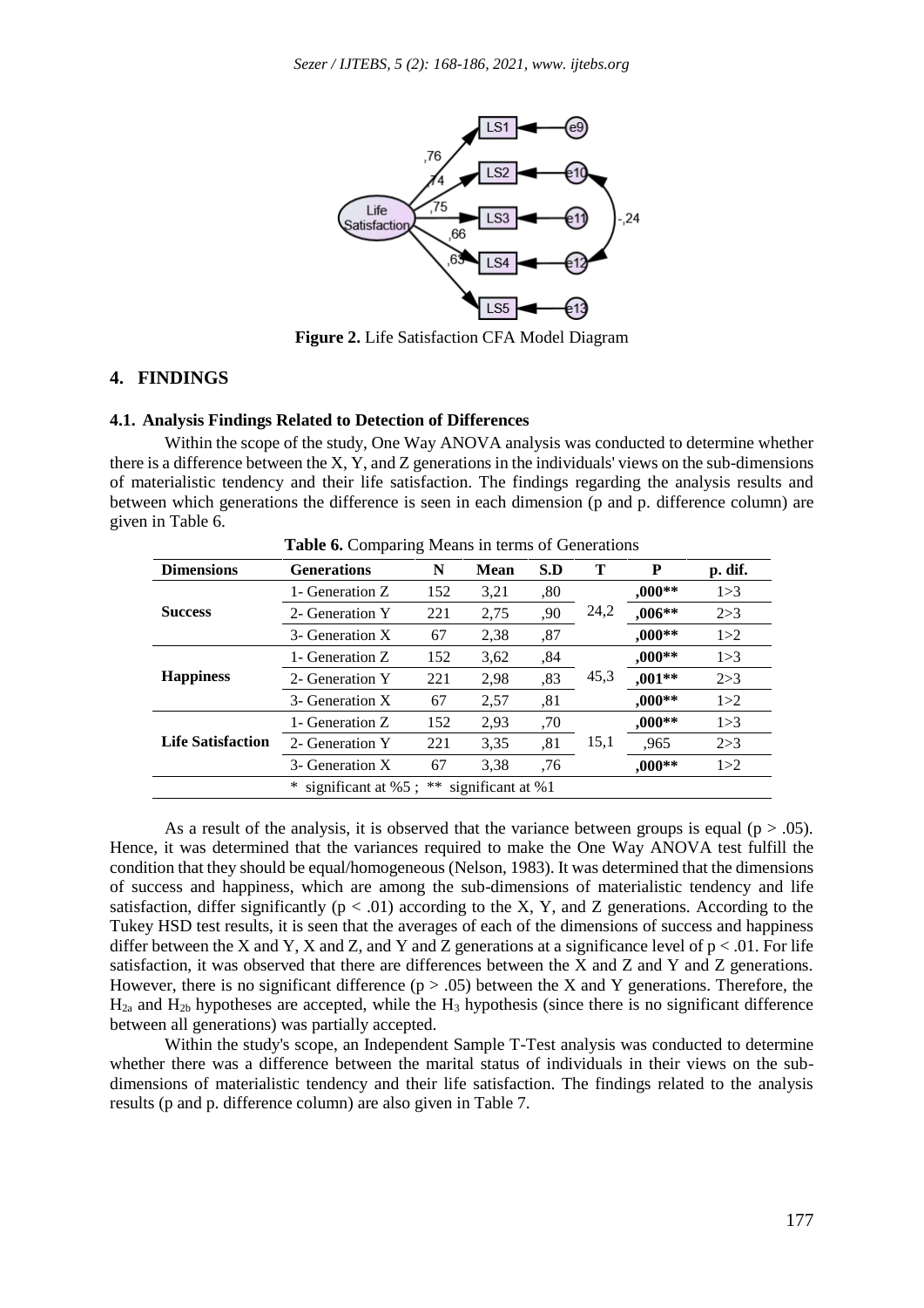Figure 2. Life Satisfaction CFA Model Diagram

## 4. FINDINGS

### 4.1. Analysis Findings Related to Detection of Differences

Within the scope of the study, One Way ANOVA analysis was conducted to determine whether there is a difference between the X, Y, and Z generations in the individuals' views on the sub-dimensions of materialistic tendency and their life satisfaction. The findings regarding the analysis results and between which generations the difference is seen in each dimension (p and p. difference column) are given in Table 6.

**Table 6.** Comparing Means in terms of Generations

| Dimensions | Generations | N | Mean | S.D | T | P | p. dif. |
|---|---|---|---|---|---|---|---|
| **Success** | 1- Generation Z | 152 | 3,21 | ,80 | 24,2 | **,000**** | 1>3 |
| | 2- Generation Y | 221 | 2,75 | ,90 | | **,006**** | 2>3 |
| | 3- Generation X | 67 | 2,38 | ,87 | | **,000**** | 1>2 |
| **Happiness** | 1- Generation Z | 152 | 3,62 | ,84 | 45,3 | **,000**** | 1>3 |
| | 2- Generation Y | 221 | 2,98 | ,83 | | **,001**** | 2>3 |
| | 3- Generation X | 67 | 2,57 | ,81 | | **,000**** | 1>2 |
| **Life Satisfaction** | 1- Generation Z | 152 | 2,93 | ,70 | 15,1 | **,000**** | 1>3 |
| | 2- Generation Y | 221 | 3,35 | ,81 | | ,965 | 2>3 |
| | 3- Generation X | 67 | 3,38 | ,76 | | **,000**** | 1>2 |
| | * significant at %5 ; ** significant at %1 | | | | | | |

As a result of the analysis, it is observed that the variance between groups is equal ($p > .05$). Hence, it was determined that the variances required to make the One Way ANOVA test fulfill the condition that they should be equal/homogeneous (Nelson, 1983). It was determined that the dimensions of success and happiness, which are among the sub-dimensions of materialistic tendency and life satisfaction, differ significantly ($p < .01$) according to the X, Y, and Z generations. According to the Tukey HSD test results, it is seen that the averages of each of the dimensions of success and happiness differ between the X and Y, X and Z, and Y and Z generations at a significance level of $p < .01$. For life satisfaction, it was observed that there are differences between the X and Z and Y and Z generations. However, there is no significant difference ($p > .05$) between the X and Y generations. Therefore, the $H_{2a}$ and $H_{2b}$ hypotheses are accepted, while the $H_3$ hypothesis (since there is no significant difference between all generations) was partially accepted.

Within the study's scope, an Independent Sample T-Test analysis was conducted to determine whether there was a difference between the marital status of individuals in their views on the sub-dimensions of materialistic tendency and their life satisfaction. The findings related to the analysis results (p and p. difference column) are also given in Table 7.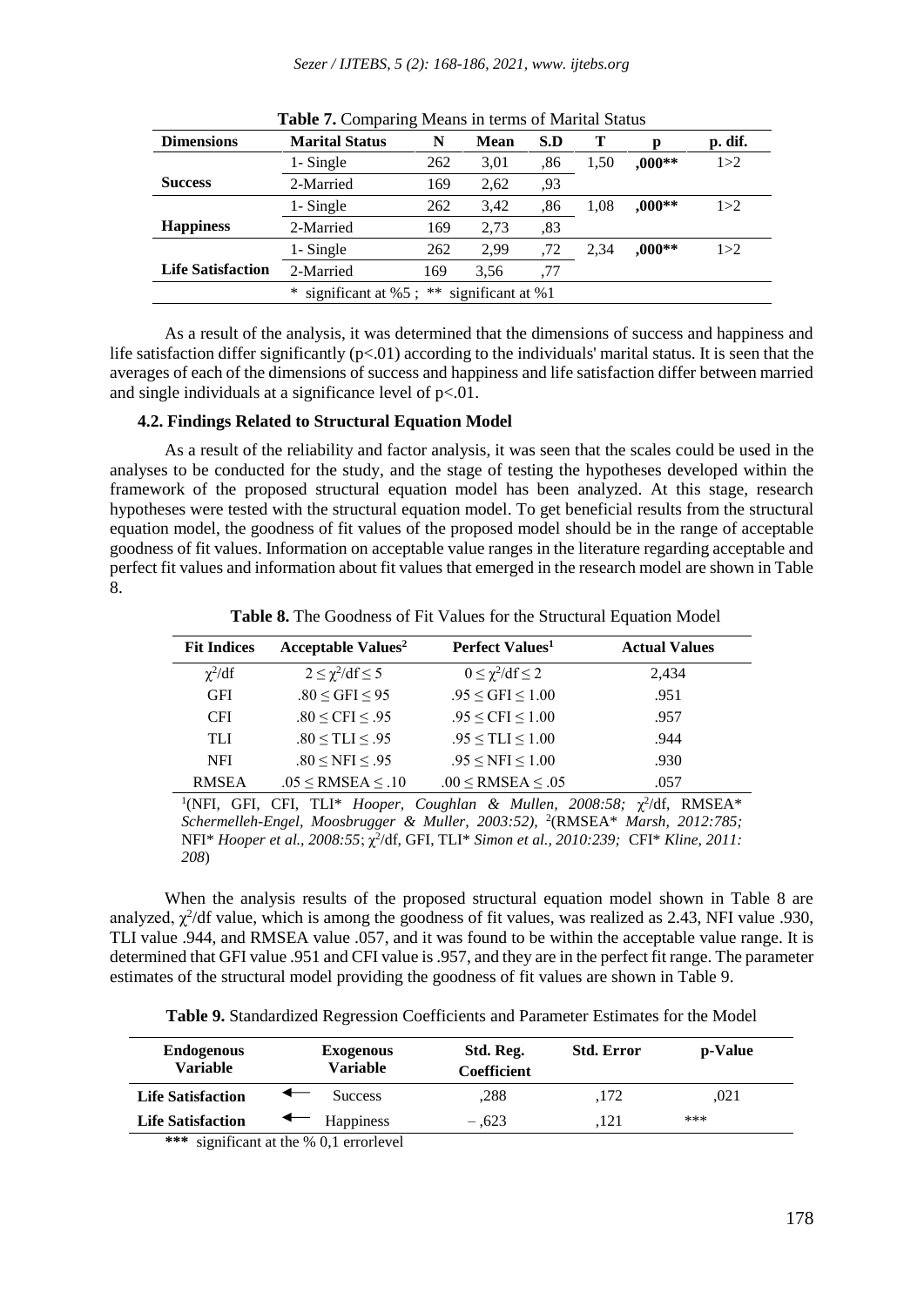**Table 7.** Comparing Means in terms of Marital Status

| Dimensions | Marital Status | N | Mean | S.D | T | p | p. dif. |
|---|---|---|---|---|---|---|---|
| **Success** | 1- Single | 262 | 3,01 | ,86 | 1,50 | **,000**** | 1>2 |
| | 2-Married | 169 | 2,62 | ,93 | | | |
| **Happiness** | 1- Single | 262 | 3,42 | ,86 | 1,08 | **,000**** | 1>2 |
| | 2-Married | 169 | 2,73 | ,83 | | | |
| **Life Satisfaction** | 1- Single | 262 | 2,99 | ,72 | 2,34 | **,000**** | 1>2 |
| | 2-Married | 169 | 3,56 | ,77 | | | |
| | * significant at %5 ; ** significant at %1 | | | | | | |

As a result of the analysis, it was determined that the dimensions of success and happiness and life satisfaction differ significantly ($p<.01$) according to the individuals' marital status. It is seen that the averages of each of the dimensions of success and happiness and life satisfaction differ between married and single individuals at a significance level of $p<.01$.

### 4.2. Findings Related to Structural Equation Model

As a result of the reliability and factor analysis, it was seen that the scales could be used in the analyses to be conducted for the study, and the stage of testing the hypotheses developed within the framework of the proposed structural equation model has been analyzed. At this stage, research hypotheses were tested with the structural equation model. To get beneficial results from the structural equation model, the goodness of fit values of the proposed model should be in the range of acceptable goodness of fit values. Information on acceptable value ranges in the literature regarding acceptable and perfect fit values and information about fit values that emerged in the research model are shown in Table 8.

**Table 8.** The Goodness of Fit Values for the Structural Equation Model

| Fit Indices | Acceptable Values[2] | Perfect Values[1] | Actual Values |
|---|---|---|---|
| $\chi^2$/df | $2 \leq \chi^2/df \leq 5$ | $0 \leq \chi^2/df \leq 2$ | 2,434 |
| GFI | $.80 \leq GFI \leq 95$ | $.95 \leq GFI \leq 1.00$ | .951 |
| CFI | $.80 \leq CFI \leq .95$ | $.95 \leq CFI \leq 1.00$ | .957 |
| TLI | $.80 \leq TLI \leq .95$ | $.95 \leq TLI \leq 1.00$ | .944 |
| NFI | $.80 \leq NFI \leq .95$ | $.95 \leq NFI \leq 1.00$ | .930 |
| RMSEA | $.05 \leq RMSEA \leq .10$ | $.00 \leq RMSEA \leq .05$ | .057 |

[1](NFI, GFI, CFI, TLI* *Hooper, Coughlan & Mullen, 2008:58;* $\chi^2$/df, RMSEA* *Schermelleh-Engel, Moosbrugger & Muller, 2003:52),* [2](RMSEA* *Marsh, 2012:785;* NFI* *Hooper et al., 2008:55*; $\chi^2$/df, GFI, TLI* *Simon et al., 2010:239;* CFI* *Kline, 2011: 208*)

When the analysis results of the proposed structural equation model shown in Table 8 are analyzed, $\chi^2$/df value, which is among the goodness of fit values, was realized as 2.43, NFI value .930, TLI value .944, and RMSEA value .057, and it was found to be within the acceptable value range. It is determined that GFI value .951 and CFI value is .957, and they are in the perfect fit range. The parameter estimates of the structural model providing the goodness of fit values are shown in Table 9.

**Table 9.** Standardized Regression Coefficients and Parameter Estimates for the Model

| Endogenous Variable | | Exogenous Variable | Std. Reg. Coefficient | Std. Error | p-Value |
|---|---|---|---|---|---|
| **Life Satisfaction** | ← | Success | ,288 | ,172 | ,021 |
| **Life Satisfaction** | ← | Happiness | – ,623 | ,121 | *** |

**\*\*\*** significant at the % 0,1 errorlevel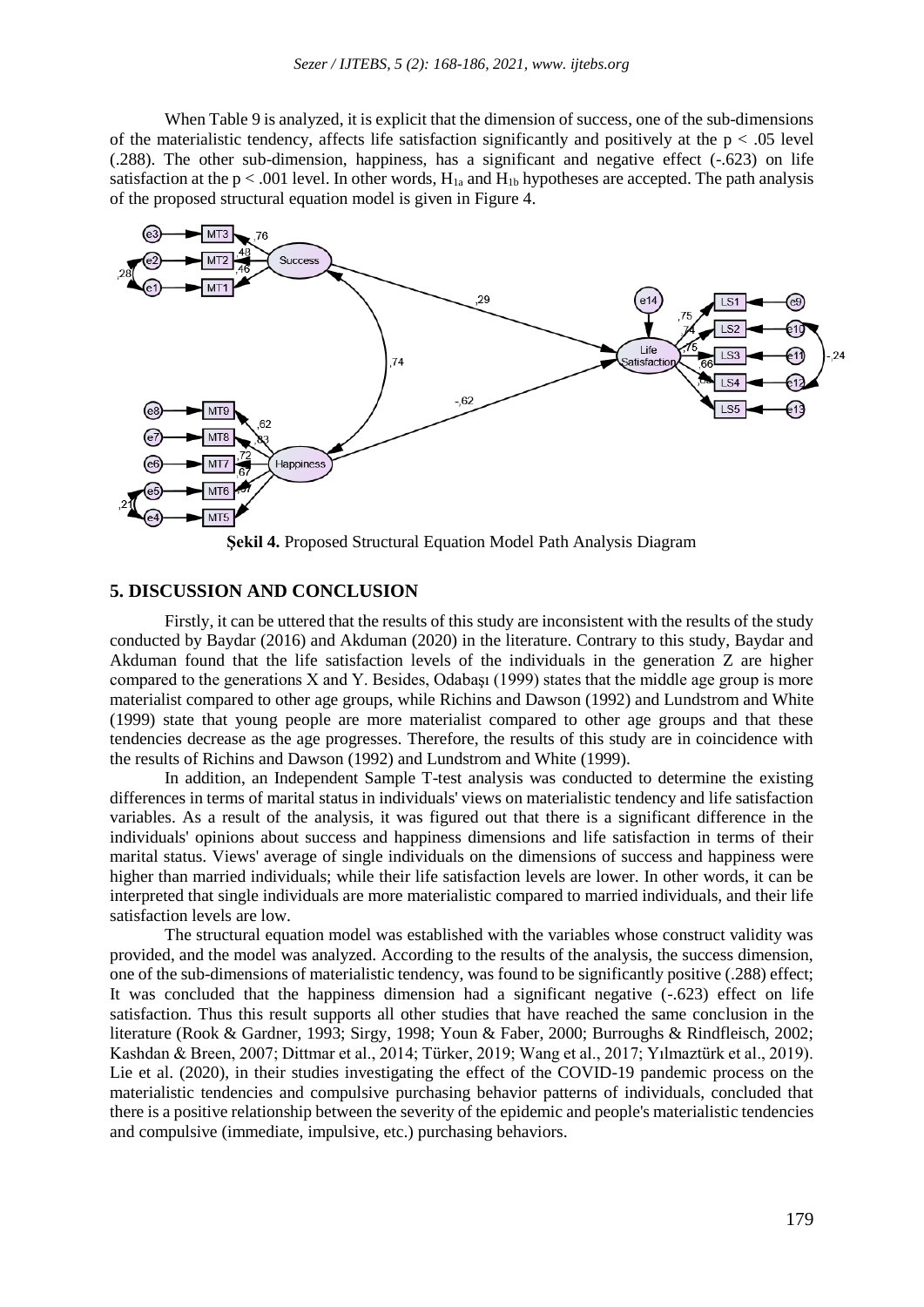When Table 9 is analyzed, it is explicit that the dimension of success, one of the sub-dimensions of the materialistic tendency, affects life satisfaction significantly and positively at the $p < .05$ level (.288). The other sub-dimension, happiness, has a significant and negative effect (-.623) on life satisfaction at the $p < .001$ level. In other words, $H_{1a}$ and $H_{1b}$ hypotheses are accepted. The path analysis of the proposed structural equation model is given in Figure 4.

**Şekil 4.** Proposed Structural Equation Model Path Analysis Diagram

## 5. DISCUSSION AND CONCLUSION

Firstly, it can be uttered that the results of this study are inconsistent with the results of the study conducted by Baydar (2016) and Akduman (2020) in the literature. Contrary to this study, Baydar and Akduman found that the life satisfaction levels of the individuals in the generation Z are higher compared to the generations X and Y. Besides, Odabaşı (1999) states that the middle age group is more materialist compared to other age groups, while Richins and Dawson (1992) and Lundstrom and White (1999) state that young people are more materialist compared to other age groups and that these tendencies decrease as the age progresses. Therefore, the results of this study are in coincidence with the results of Richins and Dawson (1992) and Lundstrom and White (1999).

In addition, an Independent Sample T-test analysis was conducted to determine the existing differences in terms of marital status in individuals' views on materialistic tendency and life satisfaction variables. As a result of the analysis, it was figured out that there is a significant difference in the individuals' opinions about success and happiness dimensions and life satisfaction in terms of their marital status. Views' average of single individuals on the dimensions of success and happiness were higher than married individuals; while their life satisfaction levels are lower. In other words, it can be interpreted that single individuals are more materialistic compared to married individuals, and their life satisfaction levels are low.

The structural equation model was established with the variables whose construct validity was provided, and the model was analyzed. According to the results of the analysis, the success dimension, one of the sub-dimensions of materialistic tendency, was found to be significantly positive (.288) effect; It was concluded that the happiness dimension had a significant negative (-.623) effect on life satisfaction. Thus this result supports all other studies that have reached the same conclusion in the literature (Rook & Gardner, 1993; Sirgy, 1998; Youn & Faber, 2000; Burroughs & Rindfleisch, 2002; Kashdan & Breen, 2007; Dittmar et al., 2014; Türker, 2019; Wang et al., 2017; Yılmaztürk et al., 2019). Lie et al. (2020), in their studies investigating the effect of the COVID-19 pandemic process on the materialistic tendencies and compulsive purchasing behavior patterns of individuals, concluded that there is a positive relationship between the severity of the epidemic and people's materialistic tendencies and compulsive (immediate, impulsive, etc.) purchasing behaviors.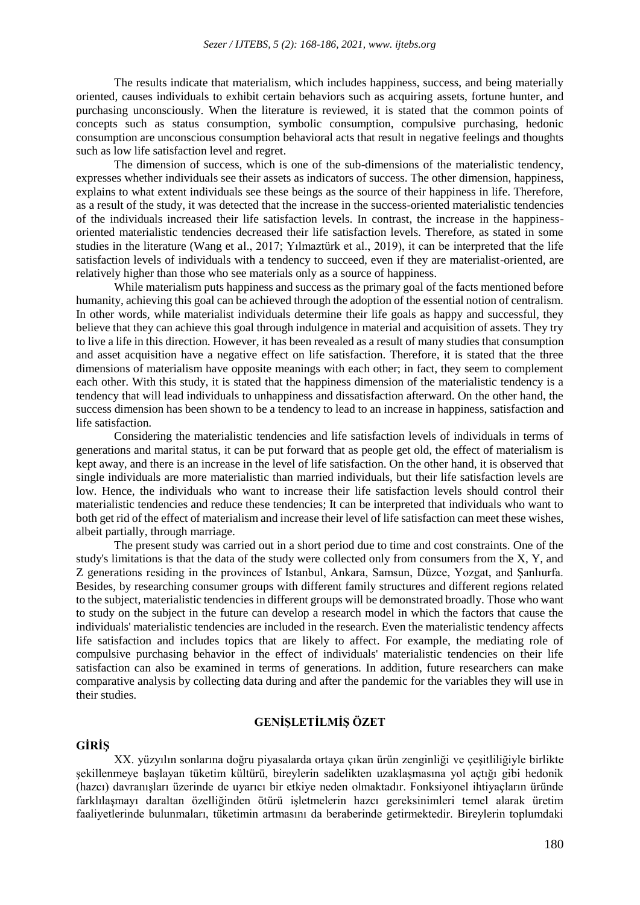The results indicate that materialism, which includes happiness, success, and being materially oriented, causes individuals to exhibit certain behaviors such as acquiring assets, fortune hunter, and purchasing unconsciously. When the literature is reviewed, it is stated that the common points of concepts such as status consumption, symbolic consumption, compulsive purchasing, hedonic consumption are unconscious consumption behavioral acts that result in negative feelings and thoughts such as low life satisfaction level and regret.

The dimension of success, which is one of the sub-dimensions of the materialistic tendency, expresses whether individuals see their assets as indicators of success. The other dimension, happiness, explains to what extent individuals see these beings as the source of their happiness in life. Therefore, as a result of the study, it was detected that the increase in the success-oriented materialistic tendencies of the individuals increased their life satisfaction levels. In contrast, the increase in the happiness-oriented materialistic tendencies decreased their life satisfaction levels. Therefore, as stated in some studies in the literature (Wang et al., 2017; Yılmaztürk et al., 2019), it can be interpreted that the life satisfaction levels of individuals with a tendency to succeed, even if they are materialist-oriented, are relatively higher than those who see materials only as a source of happiness.

While materialism puts happiness and success as the primary goal of the facts mentioned before humanity, achieving this goal can be achieved through the adoption of the essential notion of centralism. In other words, while materialist individuals determine their life goals as happy and successful, they believe that they can achieve this goal through indulgence in material and acquisition of assets. They try to live a life in this direction. However, it has been revealed as a result of many studies that consumption and asset acquisition have a negative effect on life satisfaction. Therefore, it is stated that the three dimensions of materialism have opposite meanings with each other; in fact, they seem to complement each other. With this study, it is stated that the happiness dimension of the materialistic tendency is a tendency that will lead individuals to unhappiness and dissatisfaction afterward. On the other hand, the success dimension has been shown to be a tendency to lead to an increase in happiness, satisfaction and life satisfaction.

Considering the materialistic tendencies and life satisfaction levels of individuals in terms of generations and marital status, it can be put forward that as people get old, the effect of materialism is kept away, and there is an increase in the level of life satisfaction. On the other hand, it is observed that single individuals are more materialistic than married individuals, but their life satisfaction levels are low. Hence, the individuals who want to increase their life satisfaction levels should control their materialistic tendencies and reduce these tendencies; It can be interpreted that individuals who want to both get rid of the effect of materialism and increase their level of life satisfaction can meet these wishes, albeit partially, through marriage.

The present study was carried out in a short period due to time and cost constraints. One of the study's limitations is that the data of the study were collected only from consumers from the X, Y, and Z generations residing in the provinces of Istanbul, Ankara, Samsun, Düzce, Yozgat, and Şanlıurfa. Besides, by researching consumer groups with different family structures and different regions related to the subject, materialistic tendencies in different groups will be demonstrated broadly. Those who want to study on the subject in the future can develop a research model in which the factors that cause the individuals' materialistic tendencies are included in the research. Even the materialistic tendency affects life satisfaction and includes topics that are likely to affect. For example, the mediating role of compulsive purchasing behavior in the effect of individuals' materialistic tendencies on their life satisfaction can also be examined in terms of generations. In addition, future researchers can make comparative analysis by collecting data during and after the pandemic for the variables they will use in their studies.

## GENİŞLETİLMİŞ ÖZET

### GİRİŞ

XX. yüzyılın sonlarına doğru piyasalarda ortaya çıkan ürün zenginliği ve çeşitliliğiyle birlikte şekillenmeye başlayan tüketim kültürü, bireylerin sadelikten uzaklaşmasına yol açtığı gibi hedonik (hazcı) davranışları üzerinde de uyarıcı bir etkiye neden olmaktadır. Fonksiyonel ihtiyaçların üründe farklılaşmayı daraltan özelliğinden ötürü işletmelerin hazcı gereksinimleri temel alarak üretim faaliyetlerinde bulunmaları, tüketimin artmasını da beraberinde getirmektedir. Bireylerin toplumdaki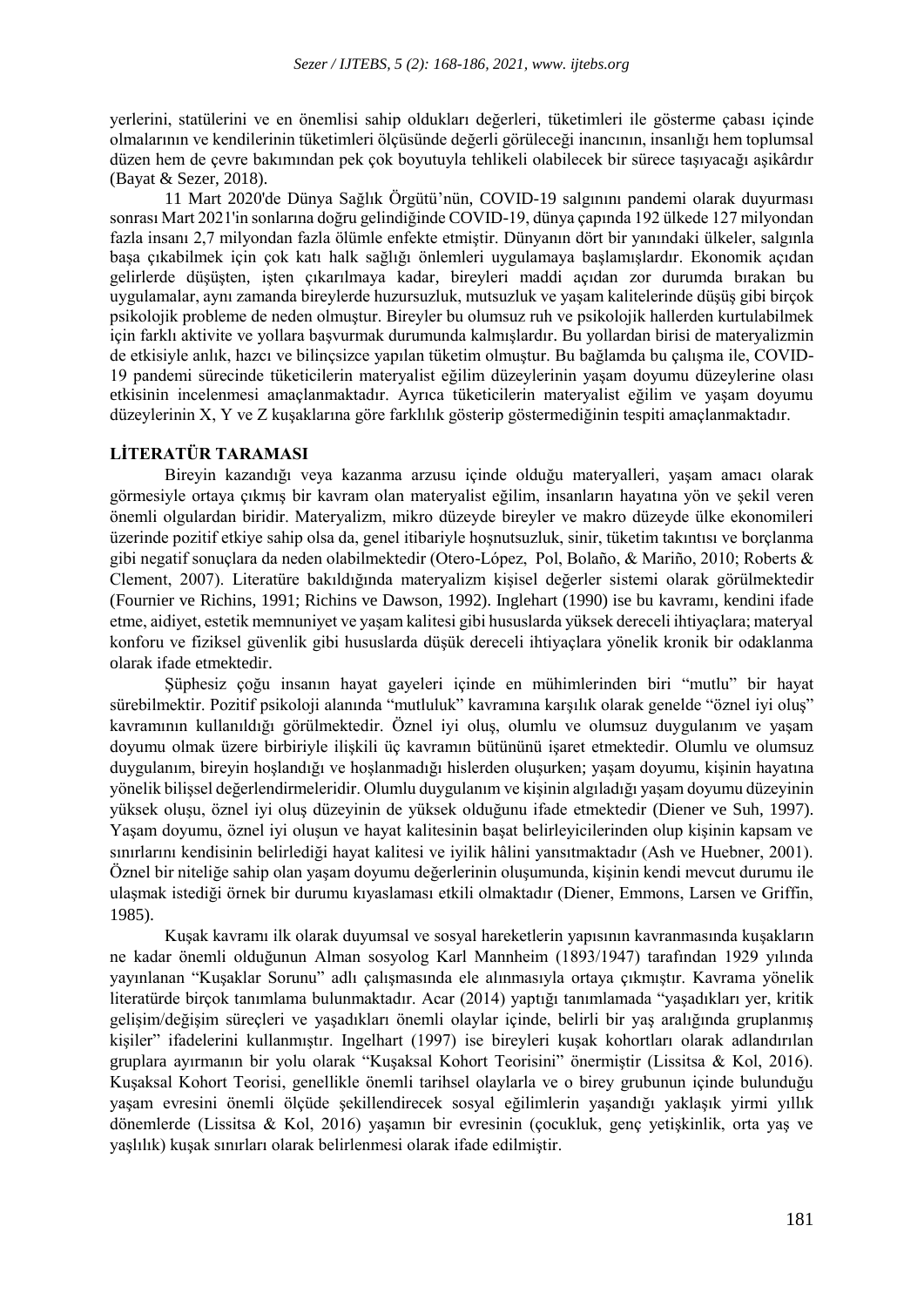yerlerini, statülerini ve en önemlisi sahip oldukları değerleri, tüketimleri ile gösterme çabası içinde olmalarının ve kendilerinin tüketimleri ölçüsünde değerli görüleceği inancının, insanlığı hem toplumsal düzen hem de çevre bakımından pek çok boyutuyla tehlikeli olabilecek bir sürece taşıyacağı aşikârdır (Bayat & Sezer, 2018).

11 Mart 2020'de Dünya Sağlık Örgütü'nün, COVID-19 salgınını pandemi olarak duyurması sonrası Mart 2021'in sonlarına doğru gelindiğinde COVID-19, dünya çapında 192 ülkede 127 milyondan fazla insanı 2,7 milyondan fazla ölümle enfekte etmiştir. Dünyanın dört bir yanındaki ülkeler, salgınla başa çıkabilmek için çok katı halk sağlığı önlemleri uygulamaya başlamışlardır. Ekonomik açıdan gelirlerde düşüşten, işten çıkarılmaya kadar, bireyleri maddi açıdan zor durumda bırakan bu uygulamalar, aynı zamanda bireylerde huzursuzluk, mutsuzluk ve yaşam kalitelerinde düşüş gibi birçok psikolojik probleme de neden olmuştur. Bireyler bu olumsuz ruh ve psikolojik hallerden kurtulabilmek için farklı aktivite ve yollara başvurmak durumunda kalmışlardır. Bu yollardan birisi de materyalizmin de etkisiyle anlık, hazcı ve bilinçsizce yapılan tüketim olmuştur. Bu bağlamda bu çalışma ile, COVID-19 pandemi sürecinde tüketicilerin materyalist eğilim düzeylerinin yaşam doyumu düzeylerine olası etkisinin incelenmesi amaçlanmaktadır. Ayrıca tüketicilerin materyalist eğilim ve yaşam doyumu düzeylerinin X, Y ve Z kuşaklarına göre farklılık gösterip göstermediğinin tespiti amaçlanmaktadır.

## LİTERATÜR TARAMASI

Bireyin kazandığı veya kazanma arzusu içinde olduğu materyalleri, yaşam amacı olarak görmesiyle ortaya çıkmış bir kavram olan materyalist eğilim, insanların hayatına yön ve şekil veren önemli olgulardan biridir. Materyalizm, mikro düzeyde bireyler ve makro düzeyde ülke ekonomileri üzerinde pozitif etkiye sahip olsa da, genel itibariyle hoşnutsuzluk, sinir, tüketim takıntısı ve borçlanma gibi negatif sonuçlara da neden olabilmektedir (Otero-López, Pol, Bolaño, & Mariño, 2010; Roberts & Clement, 2007). Literatüre bakıldığında materyalizm kişisel değerler sistemi olarak görülmektedir (Fournier ve Richins, 1991; Richins ve Dawson, 1992). Inglehart (1990) ise bu kavramı, kendini ifade etme, aidiyet, estetik memnuniyet ve yaşam kalitesi gibi hususlarda yüksek dereceli ihtiyaçlara; materyal konforu ve fiziksel güvenlik gibi hususlarda düşük dereceli ihtiyaçlara yönelik kronik bir odaklanma olarak ifade etmektedir.

Şüphesiz çoğu insanın hayat gayeleri içinde en mühimlerinden biri "mutlu" bir hayat sürebilmektir. Pozitif psikoloji alanında "mutluluk" kavramına karşılık olarak genelde "öznel iyi oluş" kavramının kullanıldığı görülmektedir. Öznel iyi oluş, olumlu ve olumsuz duygulanım ve yaşam doyumu olmak üzere birbiriyle ilişkili üç kavramın bütününü işaret etmektedir. Olumlu ve olumsuz duygulanım, bireyin hoşlandığı ve hoşlanmadığı hislerden oluşurken; yaşam doyumu, kişinin hayatına yönelik bilişsel değerlendirmeleridir. Olumlu duygulanım ve kişinin algıladığı yaşam doyumu düzeyinin yüksek oluşu, öznel iyi oluş düzeyinin de yüksek olduğunu ifade etmektedir (Diener ve Suh, 1997). Yaşam doyumu, öznel iyi oluşun ve hayat kalitesinin başat belirleyicilerinden olup kişinin kapsam ve sınırlarını kendisinin belirlediği hayat kalitesi ve iyilik hâlini yansıtmaktadır (Ash ve Huebner, 2001). Öznel bir niteliğe sahip olan yaşam doyumu değerlerinin oluşumunda, kişinin kendi mevcut durumu ile ulaşmak istediği örnek bir durumu kıyaslaması etkili olmaktadır (Diener, Emmons, Larsen ve Griffin, 1985).

Kuşak kavramı ilk olarak duyumsal ve sosyal hareketlerin yapısının kavranmasında kuşakların ne kadar önemli olduğunun Alman sosyolog Karl Mannheim (1893/1947) tarafından 1929 yılında yayınlanan "Kuşaklar Sorunu" adlı çalışmasında ele alınmasıyla ortaya çıkmıştır. Kavrama yönelik literatürde birçok tanımlama bulunmaktadır. Acar (2014) yaptığı tanımlamada "yaşadıkları yer, kritik gelişim/değişim süreçleri ve yaşadıkları önemli olaylar içinde, belirli bir yaş aralığında gruplanmış kişiler" ifadelerini kullanmıştır. Ingelhart (1997) ise bireyleri kuşak kohortları olarak adlandırılan gruplara ayırmanın bir yolu olarak "Kuşaksal Kohort Teorisini" önermiştir (Lissitsa & Kol, 2016). Kuşaksal Kohort Teorisi, genellikle önemli tarihsel olaylarla ve o birey grubunun içinde bulunduğu yaşam evresini önemli ölçüde şekillendirecek sosyal eğilimlerin yaşandığı yaklaşık yirmi yıllık dönemlerde (Lissitsa & Kol, 2016) yaşamın bir evresinin (çocukluk, genç yetişkinlik, orta yaş ve yaşlılık) kuşak sınırları olarak belirlenmesi olarak ifade edilmiştir.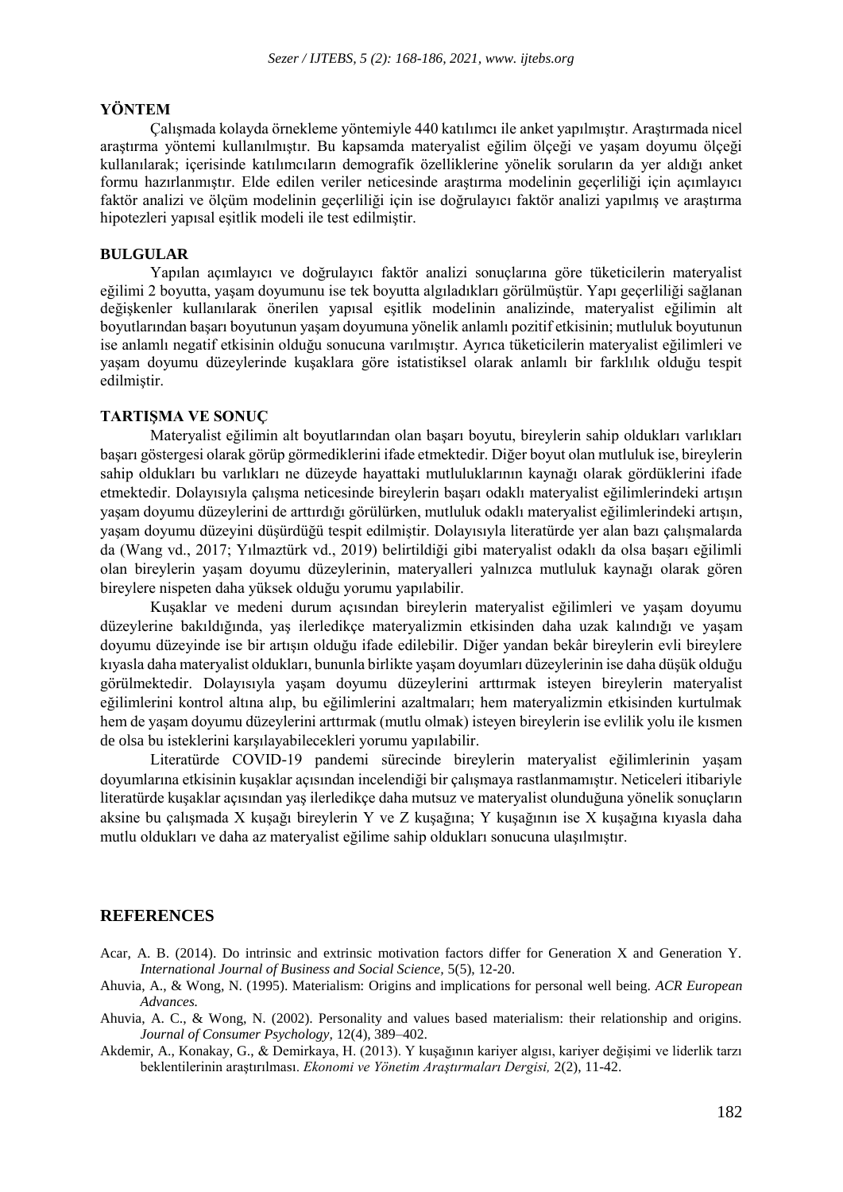## YÖNTEM

Çalışmada kolayda örnekleme yöntemiyle 440 katılımcı ile anket yapılmıştır. Araştırmada nicel araştırma yöntemi kullanılmıştır. Bu kapsamda materyalist eğilim ölçeği ve yaşam doyumu ölçeği kullanılarak; içerisinde katılımcıların demografik özelliklerine yönelik soruların da yer aldığı anket formu hazırlanmıştır. Elde edilen veriler neticesinde araştırma modelinin geçerliliği için açımlayıcı faktör analizi ve ölçüm modelinin geçerliliği için ise doğrulayıcı faktör analizi yapılmış ve araştırma hipotezleri yapısal eşitlik modeli ile test edilmiştir.

## BULGULAR

Yapılan açımlayıcı ve doğrulayıcı faktör analizi sonuçlarına göre tüketicilerin materyalist eğilimi 2 boyutta, yaşam doyumunu ise tek boyutta algıladıkları görülmüştür. Yapı geçerliliği sağlanan değişkenler kullanılarak önerilen yapısal eşitlik modelinin analizinde, materyalist eğilimin alt boyutlarından başarı boyutunun yaşam doyumuna yönelik anlamlı pozitif etkisinin; mutluluk boyutunun ise anlamlı negatif etkisinin olduğu sonucuna varılmıştır. Ayrıca tüketicilerin materyalist eğilimleri ve yaşam doyumu düzeylerinde kuşaklara göre istatistiksel olarak anlamlı bir farklılık olduğu tespit edilmiştir.

## TARTIŞMA VE SONUÇ

Materyalist eğilimin alt boyutlarından olan başarı boyutu, bireylerin sahip oldukları varlıkları başarı göstergesi olarak görüp görmediklerini ifade etmektedir. Diğer boyut olan mutluluk ise, bireylerin sahip oldukları bu varlıkları ne düzeyde hayattaki mutluluklarının kaynağı olarak gördüklerini ifade etmektedir. Dolayısıyla çalışma neticesinde bireylerin başarı odaklı materyalist eğilimlerindeki artışın yaşam doyumu düzeylerini de arttırdığı görülürken, mutluluk odaklı materyalist eğilimlerindeki artışın, yaşam doyumu düzeyini düşürdüğü tespit edilmiştir. Dolayısıyla literatürde yer alan bazı çalışmalarda da (Wang vd., 2017; Yılmaztürk vd., 2019) belirtildiği gibi materyalist odaklı da olsa başarı eğilimli olan bireylerin yaşam doyumu düzeylerinin, materyalleri yalnızca mutluluk kaynağı olarak gören bireylere nispeten daha yüksek olduğu yorumu yapılabilir.

Kuşaklar ve medeni durum açısından bireylerin materyalist eğilimleri ve yaşam doyumu düzeylerine bakıldığında, yaş ilerledikçe materyalizmin etkisinden daha uzak kalındığı ve yaşam doyumu düzeyinde ise bir artışın olduğu ifade edilebilir. Diğer yandan bekâr bireylerin evli bireylere kıyasla daha materyalist oldukları, bununla birlikte yaşam doyumları düzeylerinin ise daha düşük olduğu görülmektedir. Dolayısıyla yaşam doyumu düzeylerini arttırmak isteyen bireylerin materyalist eğilimlerini kontrol altına alıp, bu eğilimlerini azaltmaları; hem materyalizmin etkisinden kurtulmak hem de yaşam doyumu düzeylerini arttırmak (mutlu olmak) isteyen bireylerin ise evlilik yolu ile kısmen de olsa bu isteklerini karşılayabilecekleri yorumu yapılabilir.

Literatürde COVID-19 pandemi sürecinde bireylerin materyalist eğilimlerinin yaşam doyumlarına etkisinin kuşaklar açısından incelendiği bir çalışmaya rastlanmamıştır. Neticeleri itibariyle literatürde kuşaklar açısından yaş ilerledikçe daha mutsuz ve materyalist olunduğuna yönelik sonuçların aksine bu çalışmada X kuşağı bireylerin Y ve Z kuşağına; Y kuşağının ise X kuşağına kıyasla daha mutlu oldukları ve daha az materyalist eğilime sahip oldukları sonucuna ulaşılmıştır.

## REFERENCES

Acar, A. B. (2014). Do intrinsic and extrinsic motivation factors differ for Generation X and Generation Y. *International Journal of Business and Social Science,* 5(5), 12-20.

Ahuvia, A., & Wong, N. (1995). Materialism: Origins and implications for personal well being. *ACR European Advances.*

Ahuvia, A. C., & Wong, N. (2002). Personality and values based materialism: their relationship and origins. *Journal of Consumer Psychology,* 12(4), 389–402.

Akdemir, A., Konakay, G., & Demirkaya, H. (2013). Y kuşağının kariyer algısı, kariyer değişimi ve liderlik tarzı beklentilerinin araştırılması. *Ekonomi ve Yönetim Araştırmaları Dergisi,* 2(2), 11-42.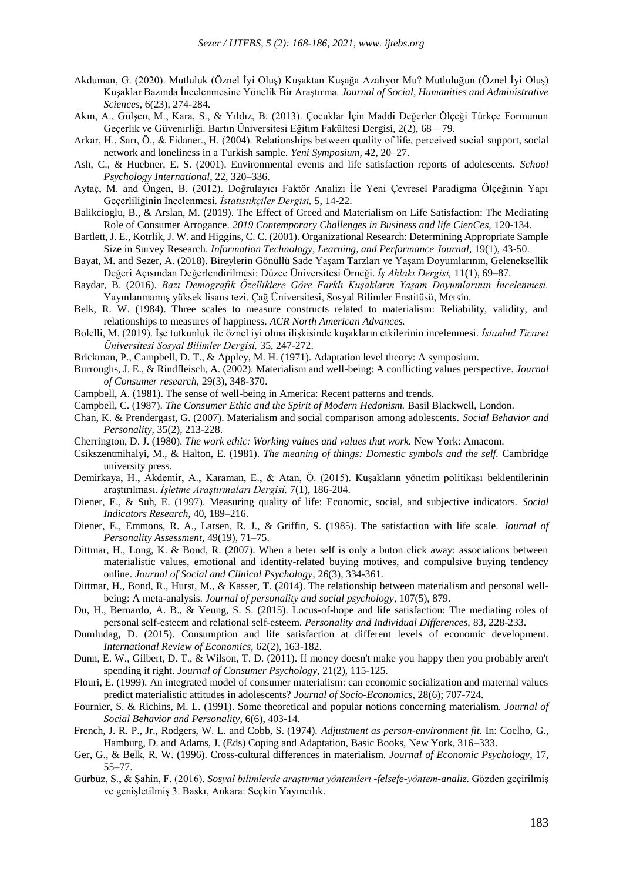Akduman, G. (2020). Mutluluk (Öznel İyi Oluş) Kuşaktan Kuşağa Azalıyor Mu? Mutluluğun (Öznel İyi Oluş) Kuşaklar Bazında İncelenmesine Yönelik Bir Araştırma. *Journal of Social, Humanities and Administrative Sciences,* 6(23), 274-284.

Akın, A., Gülşen, M., Kara, S., & Yıldız, B. (2013). Çocuklar İçin Maddi Değerler Ölçeği Türkçe Formunun Geçerlik ve Güvenirliği. Bartın Üniversitesi Eğitim Fakültesi Dergisi, 2(2), 68 – 79.

Arkar, H., Sarı, Ö., & Fidaner., H. (2004). Relationships between quality of life, perceived social support, social network and loneliness in a Turkish sample. *Yeni Symposium,* 42, 20–27.

Ash, C., & Huebner, E. S. (2001). Environmental events and life satisfaction reports of adolescents. *School Psychology International,* 22, 320–336.

Aytaç, M. and Öngen, B. (2012). Doğrulayıcı Faktör Analizi İle Yeni Çevresel Paradigma Ölçeğinin Yapı Geçerliliğinin İncelenmesi. *İstatistikçiler Dergisi,* 5, 14-22.

Balikcioglu, B., & Arslan, M. (2019). The Effect of Greed and Materialism on Life Satisfaction: The Mediating Role of Consumer Arrogance. *2019 Contemporary Challenges in Business and life CienCes,* 120-134.

Bartlett, J. E., Kotrlik, J. W. and Higgins, C. C. (2001). Organizational Research: Determining Appropriate Sample Size in Survey Research. *Information Technology, Learning, and Performance Journal,* 19(1), 43-50.

Bayat, M. and Sezer, A. (2018). Bireylerin Gönüllü Sade Yaşam Tarzları ve Yaşam Doyumlarının, Geleneksellik Değeri Açısından Değerlendirilmesi: Düzce Üniversitesi Örneği. *İş Ahlakı Dergisi,* 11(1), 69–87.

Baydar, B. (2016). *Bazı Demografik Özelliklere Göre Farklı Kuşakların Yaşam Doyumlarının İncelenmesi.* Yayınlanmamış yüksek lisans tezi. Çağ Üniversitesi, Sosyal Bilimler Enstitüsü, Mersin.

Belk, R. W. (1984). Three scales to measure constructs related to materialism: Reliability, validity, and relationships to measures of happiness. *ACR North American Advances.*

Bolelli, M. (2019). İşe tutkunluk ile öznel iyi olma ilişkisinde kuşakların etkilerinin incelenmesi. *İstanbul Ticaret Üniversitesi Sosyal Bilimler Dergisi,* 35, 247-272.

Brickman, P., Campbell, D. T., & Appley, M. H. (1971). Adaptation level theory: A symposium.

Burroughs, J. E., & Rindfleisch, A. (2002). Materialism and well-being: A conflicting values perspective. *Journal of Consumer research,* 29(3), 348-370.

Campbell, A. (1981). The sense of well-being in America: Recent patterns and trends.

Campbell, C. (1987). *The Consumer Ethic and the Spirit of Modern Hedonism.* Basil Blackwell, London.

Chan, K. & Prendergast, G. (2007). Materialism and social comparison among adolescents. *Social Behavior and Personality,* 35(2), 213-228.

Cherrington, D. J. (1980). *The work ethic: Working values and values that work.* New York: Amacom.

Csikszentmihalyi, M., & Halton, E. (1981). *The meaning of things: Domestic symbols and the self.* Cambridge university press.

Demirkaya, H., Akdemir, A., Karaman, E., & Atan, Ö. (2015). Kuşakların yönetim politikası beklentilerinin araştırılması. *İşletme Araştırmaları Dergisi,* 7(1), 186-204.

Diener, E., & Suh, E. (1997). Measuring quality of life: Economic, social, and subjective indicators. *Social Indicators Research,* 40, 189–216.

Diener, E., Emmons, R. A., Larsen, R. J., & Griffin, S. (1985). The satisfaction with life scale. *Journal of Personality Assessment,* 49(19), 71–75.

Dittmar, H., Long, K. & Bond, R. (2007). When a beter self is only a buton click away: associations between materialistic values, emotional and identity-related buying motives, and compulsive buying tendency online. *Journal of Social and Clinical Psychology,* 26(3), 334-361.

Dittmar, H., Bond, R., Hurst, M., & Kasser, T. (2014). The relationship between materialism and personal well-being: A meta-analysis. *Journal of personality and social psychology,* 107(5), 879.

Du, H., Bernardo, A. B., & Yeung, S. S. (2015). Locus-of-hope and life satisfaction: The mediating roles of personal self-esteem and relational self-esteem. *Personality and Individual Differences,* 83, 228-233.

Dumludag, D. (2015). Consumption and life satisfaction at different levels of economic development. *International Review of Economics,* 62(2), 163-182.

Dunn, E. W., Gilbert, D. T., & Wilson, T. D. (2011). If money doesn't make you happy then you probably aren't spending it right. *Journal of Consumer Psychology,* 21(2), 115-125.

Flouri, E. (1999). An integrated model of consumer materialism: can economic socialization and maternal values predict materialistic attitudes in adolescents? *Journal of Socio-Economics,* 28(6); 707-724.

Fournier, S. & Richins, M. L. (1991). Some theoretical and popular notions concerning materialism. *Journal of Social Behavior and Personality,* 6(6), 403-14.

French, J. R. P., Jr., Rodgers, W. L. and Cobb, S. (1974). *Adjustment as person-environment fit.* In: Coelho, G., Hamburg, D. and Adams, J. (Eds) Coping and Adaptation, Basic Books, New York, 316–333.

Ger, G., & Belk, R. W. (1996). Cross-cultural differences in materialism. *Journal of Economic Psychology,* 17, 55–77.

Gürbüz, S., & Şahin, F. (2016). *Sosyal bilimlerde araştırma yöntemleri -felsefe-yöntem-analiz.* Gözden geçirilmiş ve genişletilmiş 3. Baskı, Ankara: Seçkin Yayıncılık.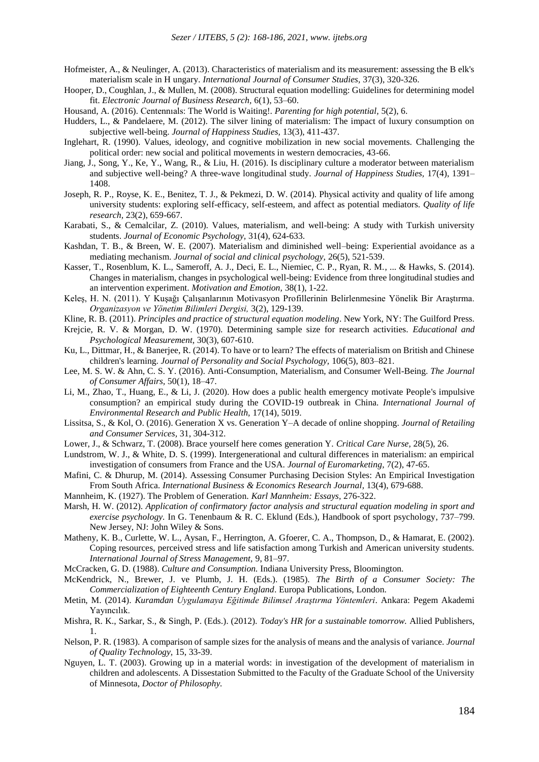Hofmeister, A., & Neulinger, A. (2013). Characteristics of materialism and its measurement: assessing the B elk's materialism scale in H ungary. *International Journal of Consumer Studies,* 37(3), 320-326.

Hooper, D., Coughlan, J., & Mullen, M. (2008). Structural equation modelling: Guidelines for determining model fit. *Electronic Journal of Business Research,* 6(1), 53–60.

Housand, A. (2016). Centennıals: The World is Waiting!. *Parenting for high potential,* 5(2), 6.

Hudders, L., & Pandelaere, M. (2012). The silver lining of materialism: The impact of luxury consumption on subjective well-being. *Journal of Happiness Studies,* 13(3), 411-437.

Inglehart, R. (1990). Values, ideology, and cognitive mobilization in new social movements. Challenging the political order: new social and political movements in western democracies, 43-66.

Jiang, J., Song, Y., Ke, Y., Wang, R., & Liu, H. (2016). Is disciplinary culture a moderator between materialism and subjective well-being? A three-wave longitudinal study. *Journal of Happiness Studies,* 17(4), 1391–1408.

Joseph, R. P., Royse, K. E., Benitez, T. J., & Pekmezi, D. W. (2014). Physical activity and quality of life among university students: exploring self-efficacy, self-esteem, and affect as potential mediators. *Quality of life research,* 23(2), 659-667.

Karabati, S., & Cemalcilar, Z. (2010). Values, materialism, and well-being: A study with Turkish university students. *Journal of Economic Psychology,* 31(4), 624-633.

Kashdan, T. B., & Breen, W. E. (2007). Materialism and diminished well–being: Experiential avoidance as a mediating mechanism. *Journal of social and clinical psychology,* 26(5), 521-539.

Kasser, T., Rosenblum, K. L., Sameroff, A. J., Deci, E. L., Niemiec, C. P., Ryan, R. M., ... & Hawks, S. (2014). Changes in materialism, changes in psychological well-being: Evidence from three longitudinal studies and an intervention experiment. *Motivation and Emotion,* 38(1), 1-22.

Keleş, H. N. (2011). Y Kuşağı Çalışanlarının Motivasyon Profillerinin Belirlenmesine Yönelik Bir Araştırma. *Organizasyon ve Yönetim Bilimleri Dergisi,* 3(2), 129-139.

Kline, R. B. (2011). *Principles and practice of structural equation modeling*. New York, NY: The Guilford Press.

Krejcie, R. V. & Morgan, D. W. (1970). Determining sample size for research activities. *Educational and Psychological Measurement,* 30(3), 607-610.

Ku, L., Dittmar, H., & Banerjee, R. (2014). To have or to learn? The effects of materialism on British and Chinese children's learning. *Journal of Personality and Social Psychology,* 106(5), 803–821.

Lee, M. S. W. & Ahn, C. S. Y. (2016). Anti-Consumption, Materialism, and Consumer Well-Being. *The Journal of Consumer Affairs,* 50(1), 18–47.

Li, M., Zhao, T., Huang, E., & Li, J. (2020). How does a public health emergency motivate People's impulsive consumption? an empirical study during the COVID-19 outbreak in China. *International Journal of Environmental Research and Public Health,* 17(14), 5019.

Lissitsa, S., & Kol, O. (2016). Generation X vs. Generation Y–A decade of online shopping. *Journal of Retailing and Consumer Services,* 31, 304-312.

Lower, J., & Schwarz, T. (2008). Brace yourself here comes generation Y. *Critical Care Nurse,* 28(5), 26.

Lundstrom, W. J., & White, D. S. (1999). Intergenerational and cultural differences in materialism: an empirical investigation of consumers from France and the USA. *Journal of Euromarketing,* 7(2), 47-65.

Mafini, C. & Dhurup, M. (2014). Assessing Consumer Purchasing Decision Styles: An Empirical Investigation From South Africa. *International Business & Economics Research Journal,* 13(4), 679-688.

Mannheim, K. (1927). The Problem of Generation. *Karl Mannheim: Essays,* 276-322.

Marsh, H. W. (2012). *Application of confirmatory factor analysis and structural equation modeling in sport and exercise psychology.* In G. Tenenbaum & R. C. Eklund (Eds.), Handbook of sport psychology, 737–799. New Jersey, NJ: John Wiley & Sons.

Matheny, K. B., Curlette, W. L., Aysan, F., Herrington, A. Gfoerer, C. A., Thompson, D., & Hamarat, E. (2002). Coping resources, perceived stress and life satisfaction among Turkish and American university students. *International Journal of Stress Management,* 9, 81–97.

McCracken, G. D. (1988). *Culture and Consumption.* Indiana University Press, Bloomington.

McKendrick, N., Brewer, J. ve Plumb, J. H. (Eds.). (1985). *The Birth of a Consumer Society: The Commercialization of Eighteenth Century England*. Europa Publications, London.

Metin, M. (2014). *Kuramdan Uygulamaya Eğitimde Bilimsel Araştırma Yöntemleri*. Ankara: Pegem Akademi Yayıncılık.

Mishra, R. K., Sarkar, S., & Singh, P. (Eds.). (2012). *Today's HR for a sustainable tomorrow.* Allied Publishers, 1.

Nelson, P. R. (1983). A comparison of sample sizes for the analysis of means and the analysis of variance. *Journal of Quality Technology,* 15, 33-39.

Nguyen, L. T. (2003). Growing up in a material words: in investigation of the development of materialism in children and adolescents. A Dissestation Submitted to the Faculty of the Graduate School of the University of Minnesota, *Doctor of Philosophy.*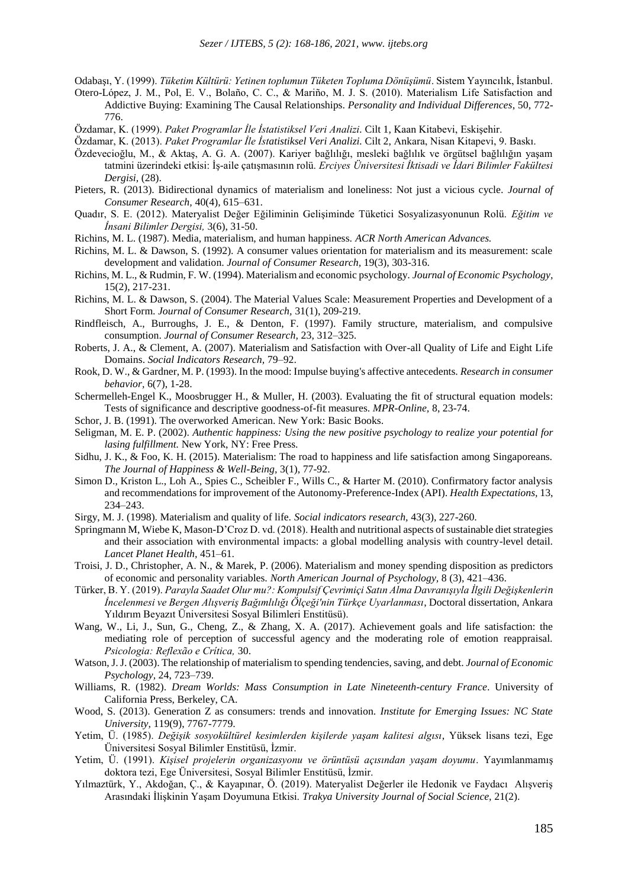Odabaşı, Y. (1999). *Tüketim Kültürü: Yetinen toplumun Tüketen Topluma Dönüşümü*. Sistem Yayıncılık, İstanbul.

Otero-López, J. M., Pol, E. V., Bolaño, C. C., & Mariño, M. J. S. (2010). Materialism Life Satisfaction and Addictive Buying: Examining The Causal Relationships. *Personality and Individual Differences,* 50, 772-776.

Özdamar, K. (1999). *Paket Programlar İle İstatistiksel Veri Analizi.* Cilt 1, Kaan Kitabevi, Eskişehir.

Özdamar, K. (2013). *Paket Programlar İle İstatistiksel Veri Analizi.* Cilt 2, Ankara, Nisan Kitapevi, 9. Baskı.

Özdevecioğlu, M., & Aktaş, A. G. A. (2007). Kariyer bağlılığı, mesleki bağlılık ve örgütsel bağlılığın yaşam tatmini üzerindeki etkisi: İş-aile çatışmasının rolü. *Erciyes Üniversitesi İktisadi ve İdari Bilimler Fakültesi Dergisi,* (28).

Pieters, R. (2013). Bidirectional dynamics of materialism and loneliness: Not just a vicious cycle. *Journal of Consumer Research,* 40(4), 615–631.

Quadır, S. E. (2012). Materyalist Değer Eğiliminin Gelişiminde Tüketici Sosyalizasyonunun Rolü. *Eğitim ve İnsani Bilimler Dergisi,* 3(6), 31-50.

Richins, M. L. (1987). Media, materialism, and human happiness. *ACR North American Advances.*

Richins, M. L. & Dawson, S. (1992). A consumer values orientation for materialism and its measurement: scale development and validation. *Journal of Consumer Research,* 19(3), 303-316.

Richins, M. L., & Rudmin, F. W. (1994). Materialism and economic psychology. *Journal of Economic Psychology,* 15(2), 217-231.

Richins, M. L. & Dawson, S. (2004). The Material Values Scale: Measurement Properties and Development of a Short Form. *Journal of Consumer Research,* 31(1), 209-219.

Rindfleisch, A., Burroughs, J. E., & Denton, F. (1997). Family structure, materialism, and compulsive consumption. *Journal of Consumer Research,* 23, 312–325.

Roberts, J. A., & Clement, A. (2007). Materialism and Satisfaction with Over-all Quality of Life and Eight Life Domains. *Social Indicators Research,* 79–92.

Rook, D. W., & Gardner, M. P. (1993). In the mood: Impulse buying's affective antecedents. *Research in consumer behavior,* 6(7), 1-28.

Schermelleh-Engel K., Moosbrugger H., & Muller, H. (2003). Evaluating the fit of structural equation models: Tests of significance and descriptive goodness-of-fit measures. *MPR-Online,* 8, 23-74.

Schor, J. B. (1991). The overworked American. New York: Basic Books.

Seligman, M. E. P. (2002). *Authentic happiness: Using the new positive psychology to realize your potential for lasing fulfillment.* New York, NY: Free Press.

Sidhu, J. K., & Foo, K. H. (2015). Materialism: The road to happiness and life satisfaction among Singaporeans. *The Journal of Happiness & Well-Being,* 3(1), 77-92.

Simon D., Kriston L., Loh A., Spies C., Scheibler F., Wills C., & Harter M. (2010). Confirmatory factor analysis and recommendations for improvement of the Autonomy-Preference-Index (API). *Health Expectations,* 13, 234–243.

Sirgy, M. J. (1998). Materialism and quality of life. *Social indicators research,* 43(3), 227-260.

Springmann M, Wiebe K, Mason-D'Croz D. vd. (2018). Health and nutritional aspects of sustainable diet strategies and their association with environmental impacts: a global modelling analysis with country-level detail. *Lancet Planet Health,* 451–61.

Troisi, J. D., Christopher, A. N., & Marek, P. (2006). Materialism and money spending disposition as predictors of economic and personality variables. *North American Journal of Psychology,* 8 (3), 421–436.

Türker, B. Y. (2019). *Parayla Saadet Olur mu?: Kompulsif Çevrimiçi Satın Alma Davranışıyla İlgili Değişkenlerin İncelenmesi ve Bergen Alışveriş Bağımlılığı Ölçeği'nin Türkçe Uyarlanması*, Doctoral dissertation, Ankara Yıldırım Beyazıt Üniversitesi Sosyal Bilimleri Enstitüsü).

Wang, W., Li, J., Sun, G., Cheng, Z., & Zhang, X. A. (2017). Achievement goals and life satisfaction: the mediating role of perception of successful agency and the moderating role of emotion reappraisal. *Psicologia: Reflexão e Crítica,* 30.

Watson, J. J. (2003). The relationship of materialism to spending tendencies, saving, and debt. *Journal of Economic Psychology,* 24, 723–739.

Williams, R. (1982). *Dream Worlds: Mass Consumption in Late Nineteenth-century France*. University of California Press, Berkeley, CA.

Wood, S. (2013). Generation Z as consumers: trends and innovation. *Institute for Emerging Issues: NC State University,* 119(9), 7767-7779.

Yetim, Ü. (1985). *Değişik sosyokültürel kesimlerden kişilerde yaşam kalitesi algısı*, Yüksek lisans tezi, Ege Üniversitesi Sosyal Bilimler Enstitüsü, İzmir.

Yetim, Ü. (1991). *Kişisel projelerin organizasyonu ve örüntüsü açısından yaşam doyumu*. Yayımlanmamış doktora tezi, Ege Üniversitesi, Sosyal Bilimler Enstitüsü, İzmir.

Yılmaztürk, Y., Akdoğan, Ç., & Kayapınar, Ö. (2019). Materyalist Değerler ile Hedonik ve Faydacı Alışveriş Arasındaki İlişkinin Yaşam Doyumuna Etkisi. *Trakya University Journal of Social Science,* 21(2).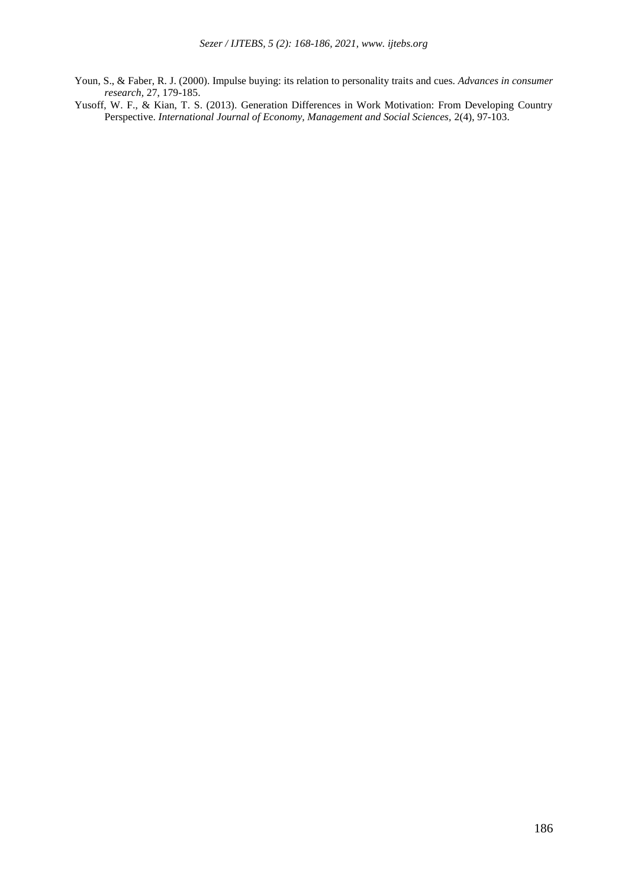Youn, S., & Faber, R. J. (2000). Impulse buying: its relation to personality traits and cues. *Advances in consumer research*, 27, 179-185.

Yusoff, W. F., & Kian, T. S. (2013). Generation Differences in Work Motivation: From Developing Country Perspective. *International Journal of Economy, Management and Social Sciences*, 2(4), 97-103.